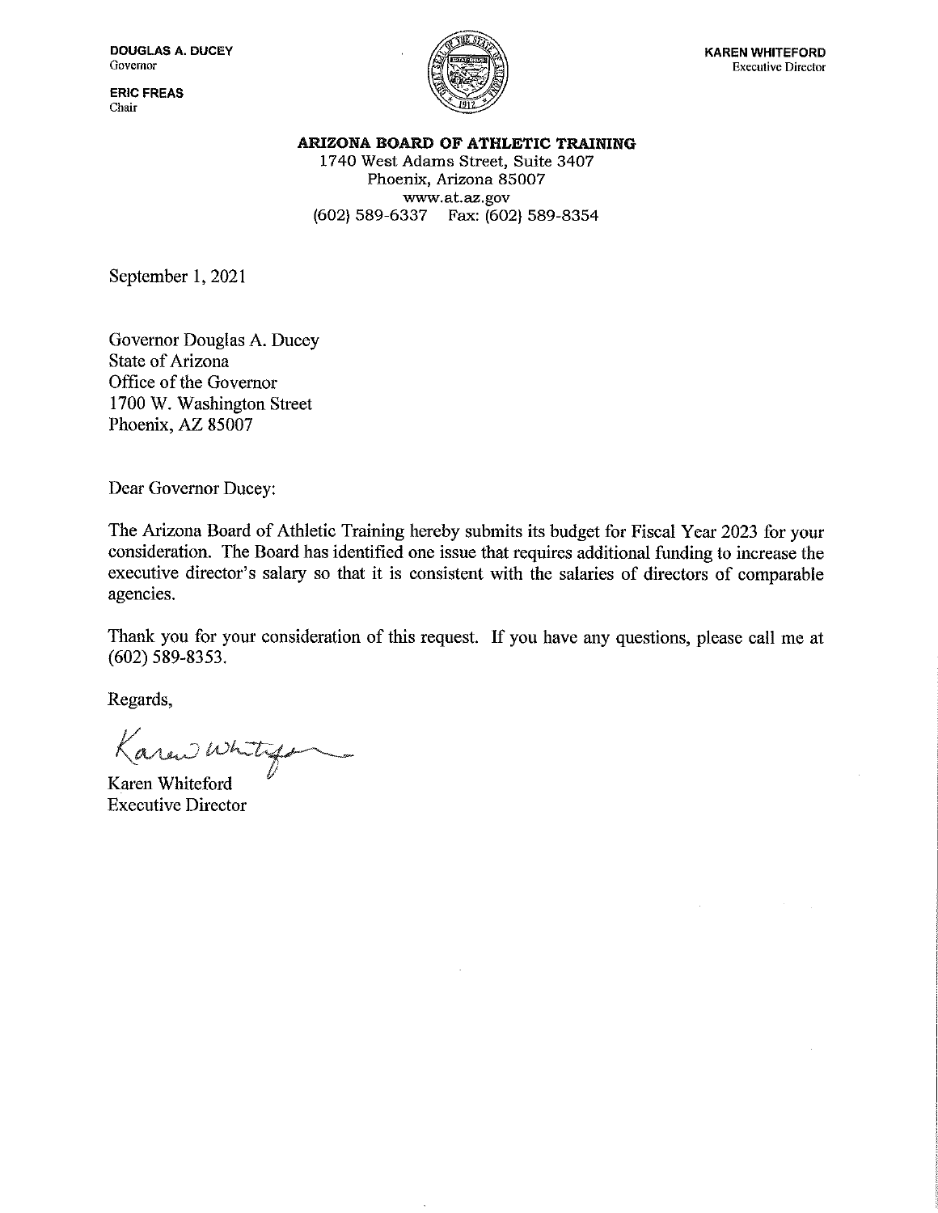**DOUGLAS A. DUCEY**
Governor

**ERIC FREAS**
Chair

**KAREN WHITEFORD**
Executive Director

**ARIZONA BOARD OF ATHLETIC TRAINING**
1740 West Adams Street, Suite 3407
Phoenix, Arizona 85007
www.at.az.gov
(602) 589-6337 Fax: (602) 589-8354

September 1, 2021

Governor Douglas A. Ducey
State of Arizona
Office of the Governor
1700 W. Washington Street
Phoenix, AZ 85007

Dear Governor Ducey:

The Arizona Board of Athletic Training hereby submits its budget for Fiscal Year 2023 for your consideration. The Board has identified one issue that requires additional funding to increase the executive director's salary so that it is consistent with the salaries of directors of comparable agencies.

Thank you for your consideration of this request. If you have any questions, please call me at (602) 589-8353.

Regards,

Karen Whiteford
Executive Director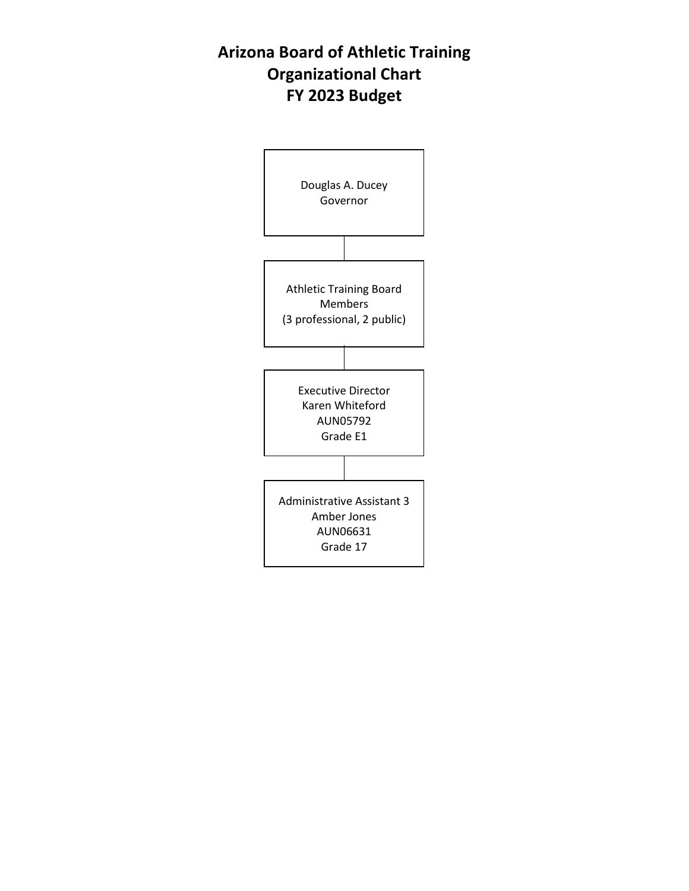# Arizona Board of Athletic Training
# Organizational Chart
# FY 2023 Budget

Douglas A. Ducey
Governor

Athletic Training Board
Members
(3 professional, 2 public)

Executive Director
Karen Whiteford
AUN05792
Grade E1

Administrative Assistant 3
Amber Jones
AUN06631
Grade 17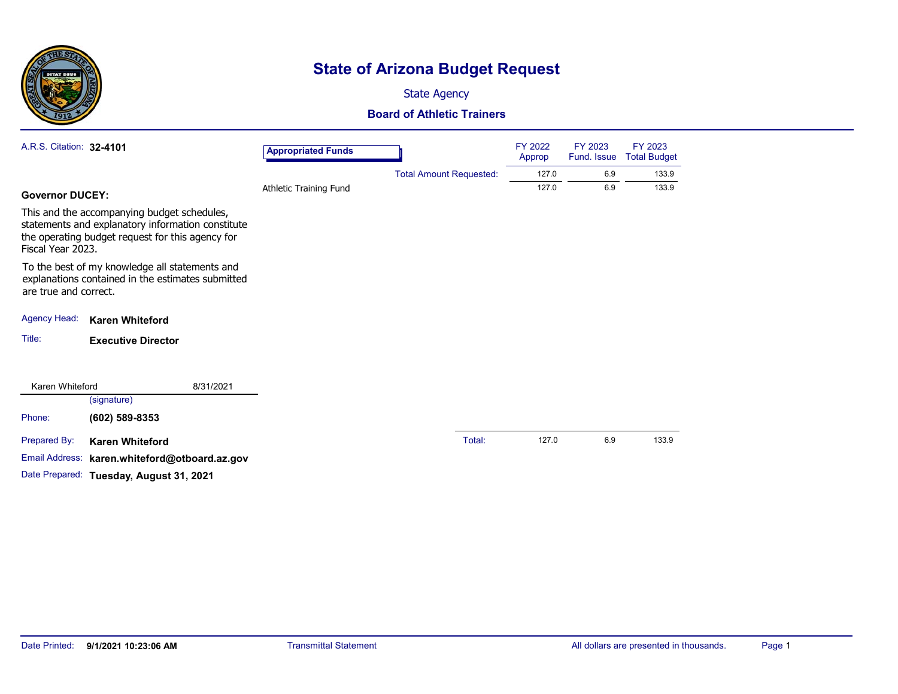# State of Arizona Budget Request

State Agency

## Board of Athletic Trainers

A.R.S. Citation: **32-4101**

**Governor DUCEY:**

This and the accompanying budget schedules, statements and explanatory information constitute the operating budget request for this agency for Fiscal Year 2023.

To the best of my knowledge all statements and explanations contained in the estimates submitted are true and correct.

Agency Head: **Karen Whiteford**

Title: **Executive Director**

Karen Whiteford 8/31/2021
(signature)

Phone: **(602) 589-8353**

Prepared By: **Karen Whiteford**

Email Address: **karen.whiteford@otboard.az.gov**

Date Prepared: **Tuesday, August 31, 2021**

| Appropriated Funds | FY 2022 Approp | FY 2023 Fund. Issue | FY 2023 Total Budget |
|---|---|---|---|
| Total Amount Requested: | 127.0 | 6.9 | 133.9 |
| Athletic Training Fund | 127.0 | 6.9 | 133.9 |
| Total: | 127.0 | 6.9 | 133.9 |

Transmittal Statement

All dollars are presented in thousands.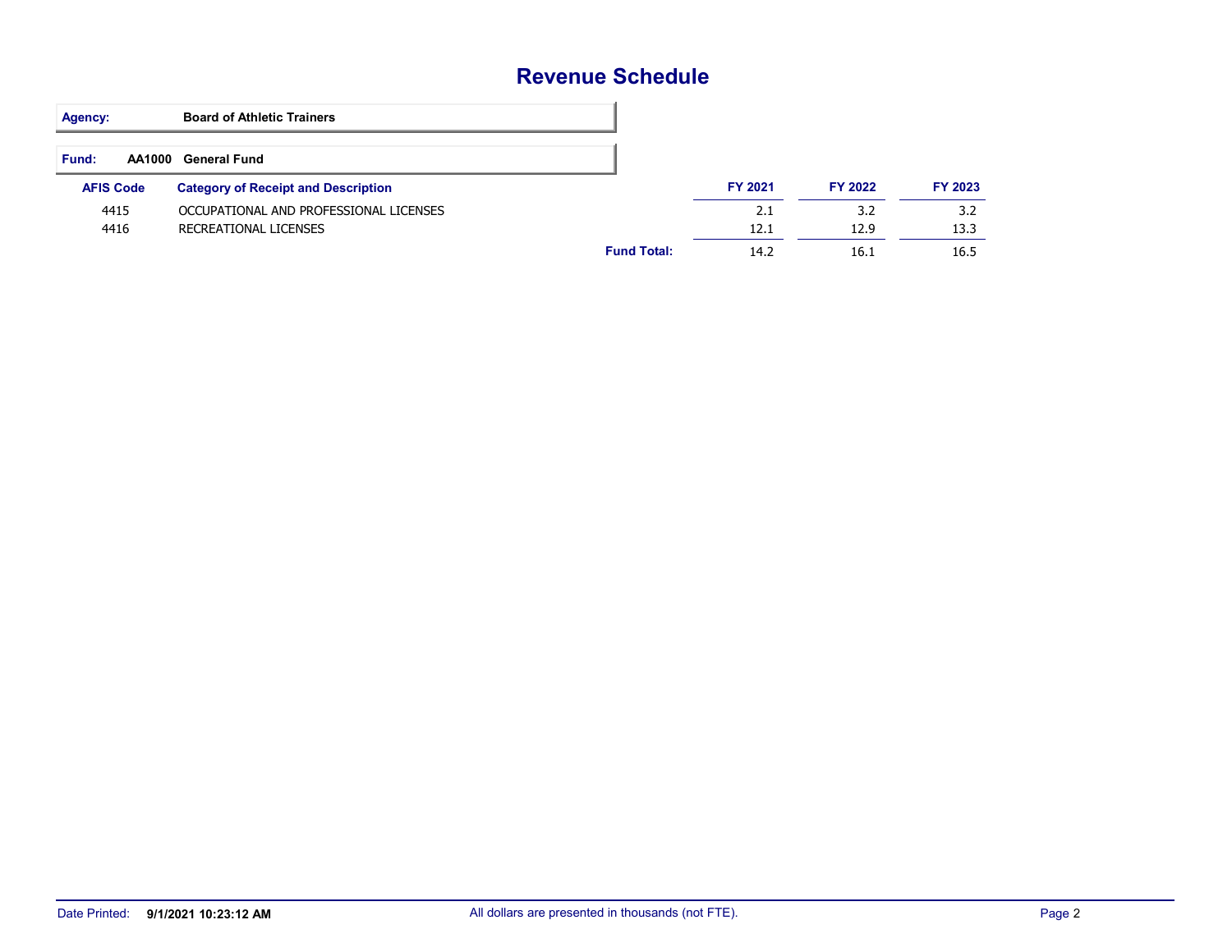# Revenue Schedule

**Agency:** Board of Athletic Trainers

**Fund:** AA1000 General Fund

| AFIS Code | Category of Receipt and Description | FY 2021 | FY 2022 | FY 2023 |
|---|---|---|---|---|
| 4415 | OCCUPATIONAL AND PROFESSIONAL LICENSES | 2.1 | 3.2 | 3.2 |
| 4416 | RECREATIONAL LICENSES | 12.1 | 12.9 | 13.3 |
| | **Fund Total:** | 14.2 | 16.1 | 16.5 |

Date Printed: **9/1/2021 10:23:12 AM**

All dollars are presented in thousands (not FTE).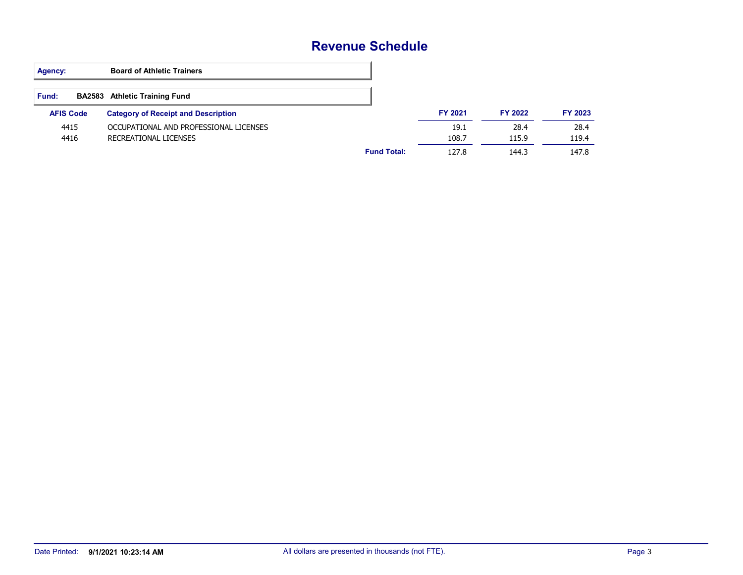# Revenue Schedule

**Agency:** Board of Athletic Trainers

**Fund:** BA2583 Athletic Training Fund

| AFIS Code | Category of Receipt and Description | FY 2021 | FY 2022 | FY 2023 |
|---|---|---|---|---|
| 4415 | OCCUPATIONAL AND PROFESSIONAL LICENSES | 19.1 | 28.4 | 28.4 |
| 4416 | RECREATIONAL LICENSES | 108.7 | 115.9 | 119.4 |
| | **Fund Total:** | 127.8 | 144.3 | 147.8 |

Date Printed: **9/1/2021 10:23:14 AM**

All dollars are presented in thousands (not FTE).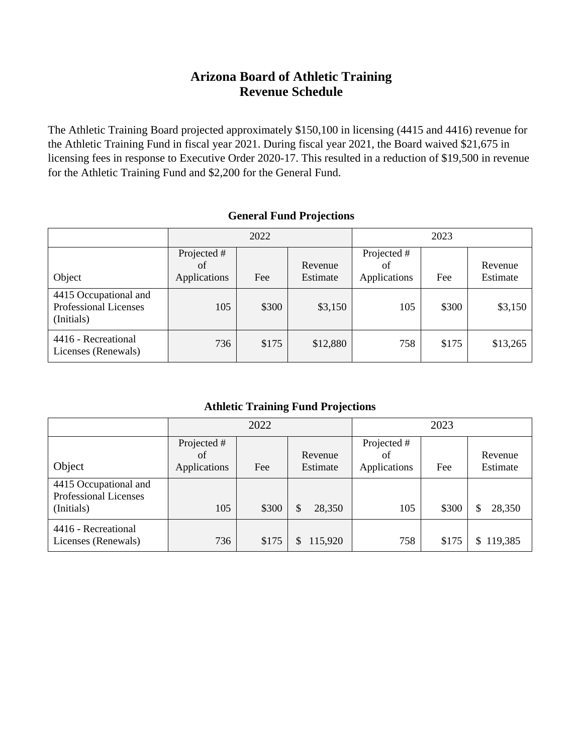# Arizona Board of Athletic Training
# Revenue Schedule

The Athletic Training Board projected approximately $150,100 in licensing (4415 and 4416) revenue for the Athletic Training Fund in fiscal year 2021. During fiscal year 2021, the Board waived $21,675 in licensing fees in response to Executive Order 2020-17. This resulted in a reduction of $19,500 in revenue for the Athletic Training Fund and $2,200 for the General Fund.

### General Fund Projections

| | 2022 | | | 2023 | | |
|---|---|---|---|---|---|---|
| Object | Projected # of Applications | Fee | Revenue Estimate | Projected # of Applications | Fee | Revenue Estimate |
| 4415 Occupational and Professional Licenses (Initials) | 105 | $300 | $3,150 | 105 | $300 | $3,150 |
| 4416 - Recreational Licenses (Renewals) | 736 | $175 | $12,880 | 758 | $175 | $13,265 |

### Athletic Training Fund Projections

| | 2022 | | | 2023 | | |
|---|---|---|---|---|---|---|
| Object | Projected # of Applications | Fee | Revenue Estimate | Projected # of Applications | Fee | Revenue Estimate |
| 4415 Occupational and Professional Licenses (Initials) | 105 | $300 | $ 28,350 | 105 | $300 | $ 28,350 |
| 4416 - Recreational Licenses (Renewals) | 736 | $175 | $ 115,920 | 758 | $175 | $ 119,385 |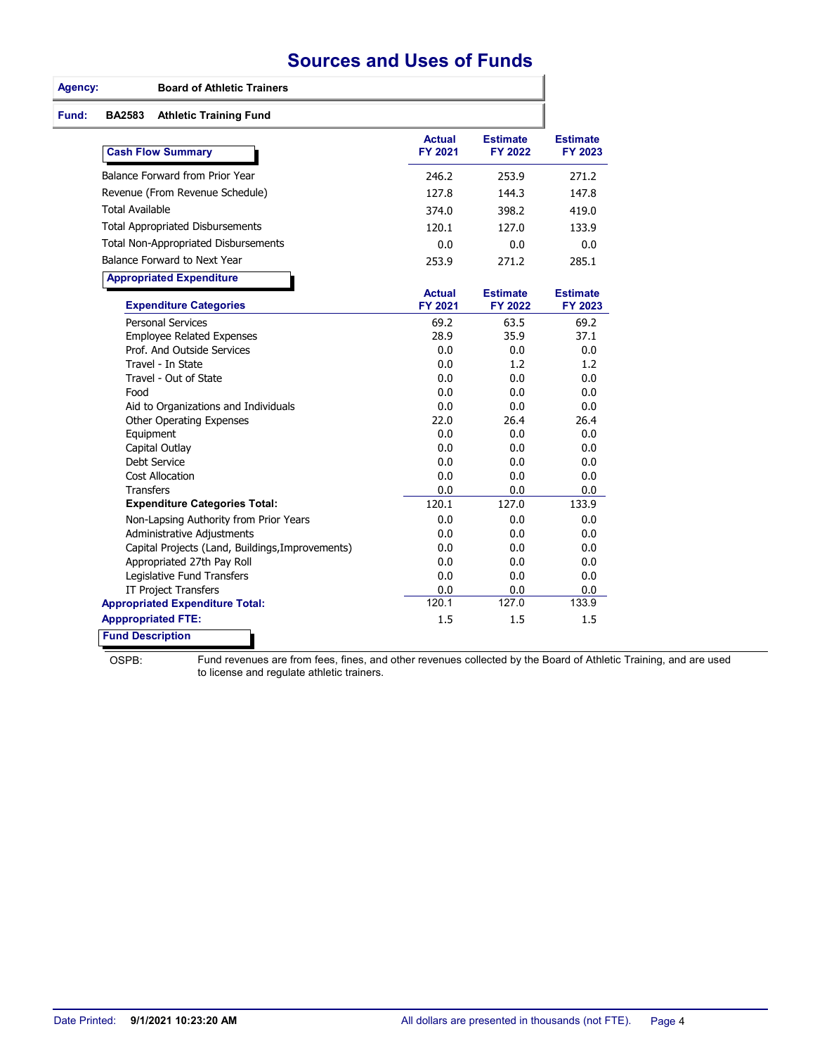# Sources and Uses of Funds

**Agency:** Board of Athletic Trainers

**Fund:** BA2583 Athletic Training Fund

| Cash Flow Summary | Actual FY 2021 | Estimate FY 2022 | Estimate FY 2023 |
|---|---|---|---|
| Balance Forward from Prior Year | 246.2 | 253.9 | 271.2 |
| Revenue (From Revenue Schedule) | 127.8 | 144.3 | 147.8 |
| Total Available | 374.0 | 398.2 | 419.0 |
| Total Appropriated Disbursements | 120.1 | 127.0 | 133.9 |
| Total Non-Appropriated Disbursements | 0.0 | 0.0 | 0.0 |
| Balance Forward to Next Year | 253.9 | 271.2 | 285.1 |

**Appropriated Expenditure**

| Expenditure Categories | Actual FY 2021 | Estimate FY 2022 | Estimate FY 2023 |
|---|---|---|---|
| Personal Services | 69.2 | 63.5 | 69.2 |
| Employee Related Expenses | 28.9 | 35.9 | 37.1 |
| Prof. And Outside Services | 0.0 | 0.0 | 0.0 |
| Travel - In State | 0.0 | 1.2 | 1.2 |
| Travel - Out of State | 0.0 | 0.0 | 0.0 |
| Food | 0.0 | 0.0 | 0.0 |
| Aid to Organizations and Individuals | 0.0 | 0.0 | 0.0 |
| Other Operating Expenses | 22.0 | 26.4 | 26.4 |
| Equipment | 0.0 | 0.0 | 0.0 |
| Capital Outlay | 0.0 | 0.0 | 0.0 |
| Debt Service | 0.0 | 0.0 | 0.0 |
| Cost Allocation | 0.0 | 0.0 | 0.0 |
| Transfers | 0.0 | 0.0 | 0.0 |
| **Expenditure Categories Total:** | 120.1 | 127.0 | 133.9 |
| Non-Lapsing Authority from Prior Years | 0.0 | 0.0 | 0.0 |
| Administrative Adjustments | 0.0 | 0.0 | 0.0 |
| Capital Projects (Land, Buildings,Improvements) | 0.0 | 0.0 | 0.0 |
| Appropriated 27th Pay Roll | 0.0 | 0.0 | 0.0 |
| Legislative Fund Transfers | 0.0 | 0.0 | 0.0 |
| IT Project Transfers | 0.0 | 0.0 | 0.0 |
| **Appropriated Expenditure Total:** | 120.1 | 127.0 | 133.9 |
| **Appropriated FTE:** | 1.5 | 1.5 | 1.5 |

**Fund Description**

OSPB: Fund revenues are from fees, fines, and other revenues collected by the Board of Athletic Training, and are used to license and regulate athletic trainers.

Date Printed: 9/1/2021 10:23:20 AM

All dollars are presented in thousands (not FTE).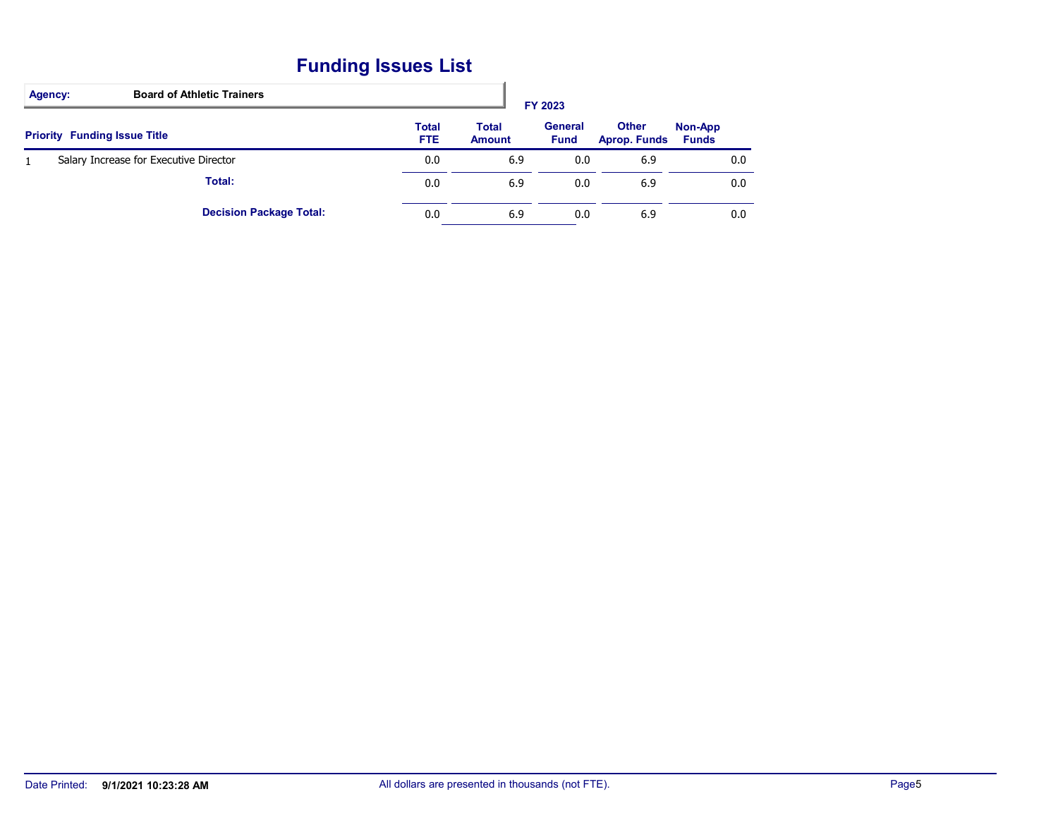# Funding Issues List

**Agency:** **Board of Athletic Trainers**

FY 2023

| Priority | Funding Issue Title | Total FTE | Total Amount | General Fund | Other Aprop. Funds | Non-App Funds |
|---|---|---|---|---|---|---|
| 1 | Salary Increase for Executive Director | 0.0 | 6.9 | 0.0 | 6.9 | 0.0 |
| | **Total:** | 0.0 | 6.9 | 0.0 | 6.9 | 0.0 |
| | **Decision Package Total:** | 0.0 | 6.9 | 0.0 | 6.9 | 0.0 |

Date Printed: **9/1/2021 10:23:28 AM**

All dollars are presented in thousands (not FTE).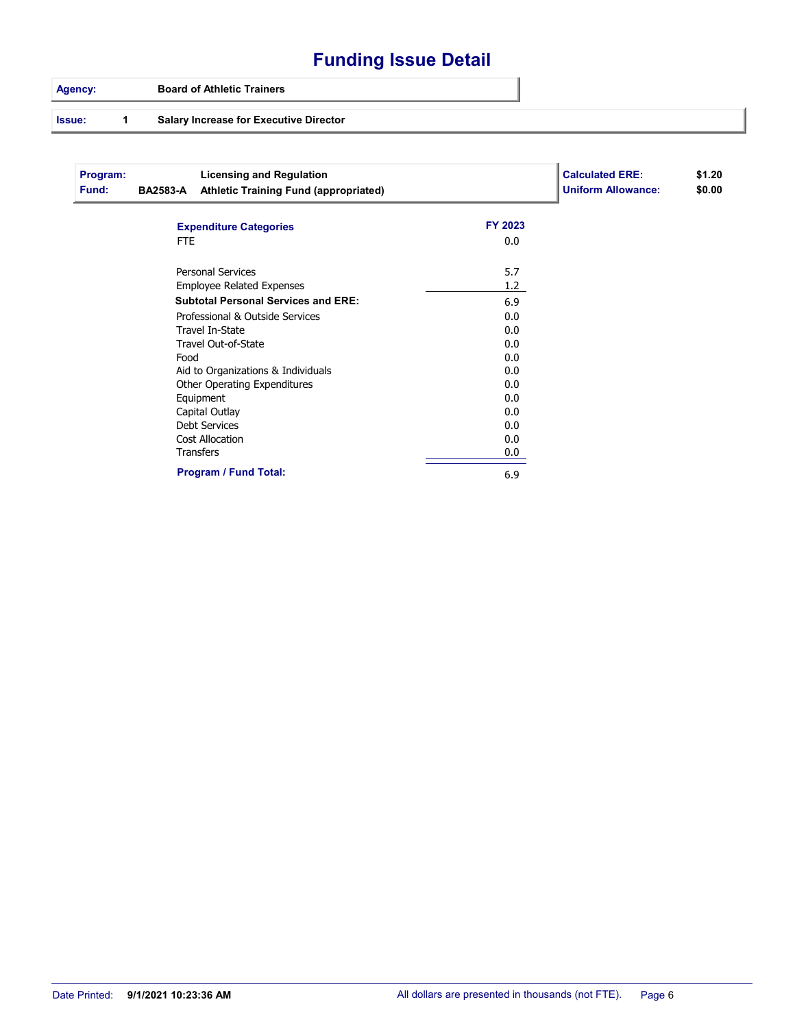# Funding Issue Detail

| | |
|---|---|
| **Agency:** | **Board of Athletic Trainers** |
| **Issue: 1** | **Salary Increase for Executive Director** |

| | | |
|---|---|---|
| **Program:** | | **Licensing and Regulation** |
| **Fund:** | **BA2583-A** | **Athletic Training Fund (appropriated)** |

**Calculated ERE:** $1.20
**Uniform Allowance:** $0.00

| **Expenditure Categories** | **FY 2023** |
|---|---|
| FTE | 0.0 |
| Personal Services | 5.7 |
| Employee Related Expenses | 1.2 |
| **Subtotal Personal Services and ERE:** | 6.9 |
| Professional & Outside Services | 0.0 |
| Travel In-State | 0.0 |
| Travel Out-of-State | 0.0 |
| Food | 0.0 |
| Aid to Organizations & Individuals | 0.0 |
| Other Operating Expenditures | 0.0 |
| Equipment | 0.0 |
| Capital Outlay | 0.0 |
| Debt Services | 0.0 |
| Cost Allocation | 0.0 |
| Transfers | 0.0 |
| **Program / Fund Total:** | 6.9 |

Date Printed: **9/1/2021 10:23:36 AM** All dollars are presented in thousands (not FTE).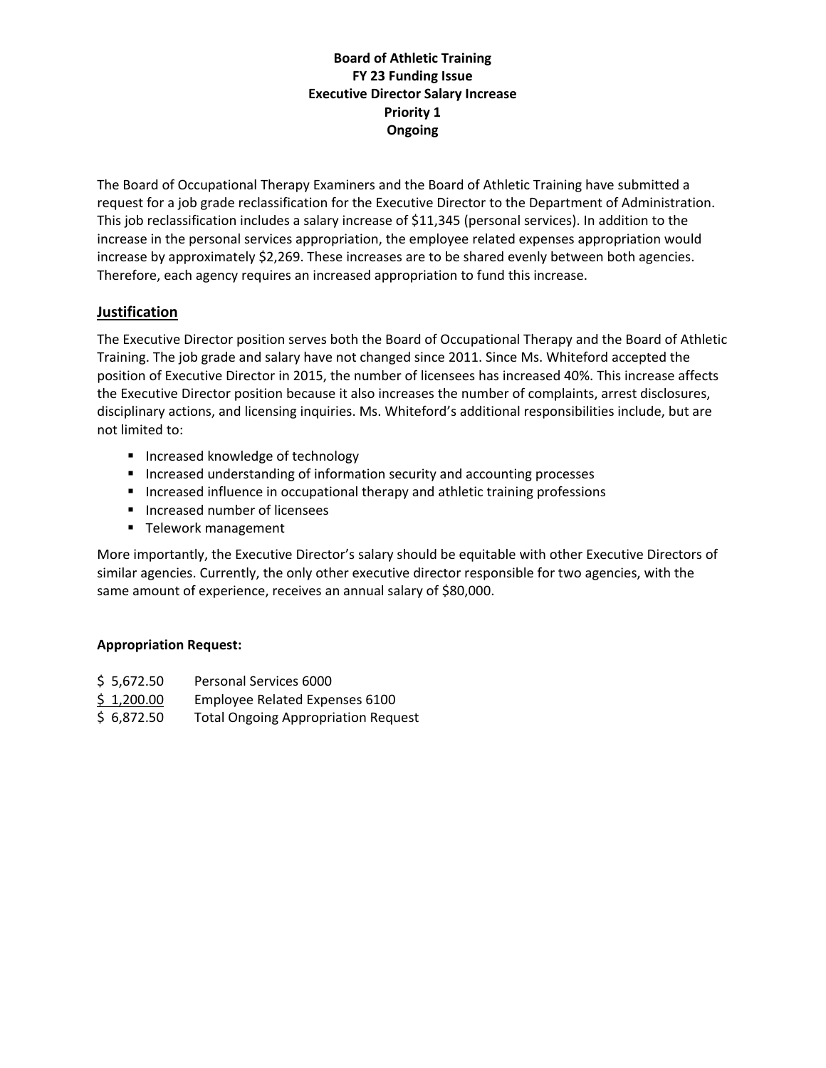**Board of Athletic Training**
**FY 23 Funding Issue**
**Executive Director Salary Increase**
**Priority 1**
**Ongoing**

The Board of Occupational Therapy Examiners and the Board of Athletic Training have submitted a request for a job grade reclassification for the Executive Director to the Department of Administration. This job reclassification includes a salary increase of $11,345 (personal services). In addition to the increase in the personal services appropriation, the employee related expenses appropriation would increase by approximately $2,269. These increases are to be shared evenly between both agencies. Therefore, each agency requires an increased appropriation to fund this increase.

## Justification

The Executive Director position serves both the Board of Occupational Therapy and the Board of Athletic Training. The job grade and salary have not changed since 2011. Since Ms. Whiteford accepted the position of Executive Director in 2015, the number of licensees has increased 40%. This increase affects the Executive Director position because it also increases the number of complaints, arrest disclosures, disciplinary actions, and licensing inquiries. Ms. Whiteford's additional responsibilities include, but are not limited to:

- Increased knowledge of technology
- Increased understanding of information security and accounting processes
- Increased influence in occupational therapy and athletic training professions
- Increased number of licensees
- Telework management

More importantly, the Executive Director's salary should be equitable with other Executive Directors of similar agencies. Currently, the only other executive director responsible for two agencies, with the same amount of experience, receives an annual salary of $80,000.

**Appropriation Request:**

| | |
|---|---|
| $ 5,672.50 | Personal Services 6000 |
| $ 1,200.00 | Employee Related Expenses 6100 |
| $ 6,872.50 | Total Ongoing Appropriation Request |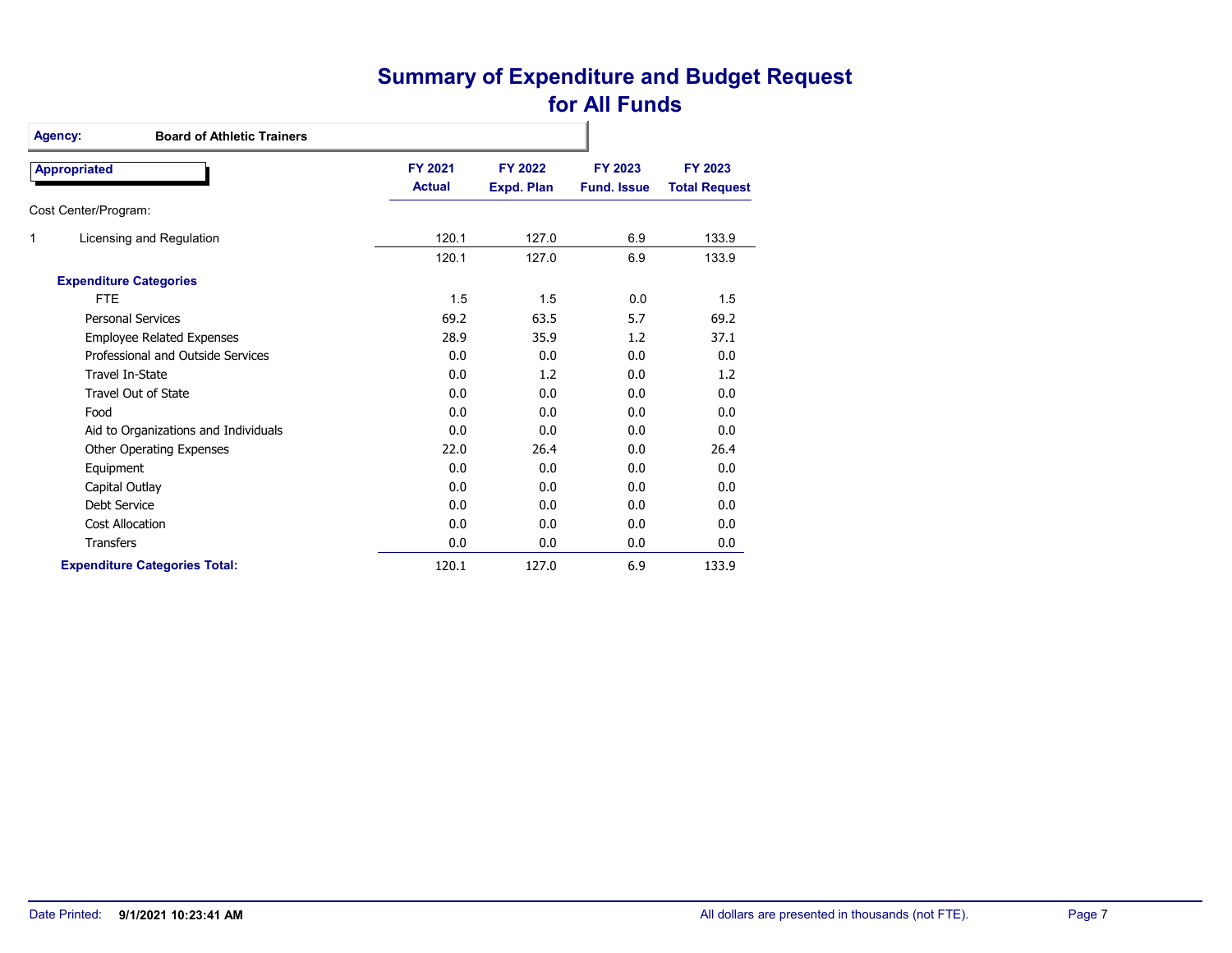# Summary of Expenditure and Budget Request for All Funds

**Agency:** Board of Athletic Trainers

| Appropriated | FY 2021 Actual | FY 2022 Expd. Plan | FY 2023 Fund. Issue | FY 2023 Total Request |
|---|---|---|---|---|
| Cost Center/Program: | | | | |
| 1 Licensing and Regulation | 120.1 | 127.0 | 6.9 | 133.9 |
| | 120.1 | 127.0 | 6.9 | 133.9 |
| **Expenditure Categories** | | | | |
| FTE | 1.5 | 1.5 | 0.0 | 1.5 |
| Personal Services | 69.2 | 63.5 | 5.7 | 69.2 |
| Employee Related Expenses | 28.9 | 35.9 | 1.2 | 37.1 |
| Professional and Outside Services | 0.0 | 0.0 | 0.0 | 0.0 |
| Travel In-State | 0.0 | 1.2 | 0.0 | 1.2 |
| Travel Out of State | 0.0 | 0.0 | 0.0 | 0.0 |
| Food | 0.0 | 0.0 | 0.0 | 0.0 |
| Aid to Organizations and Individuals | 0.0 | 0.0 | 0.0 | 0.0 |
| Other Operating Expenses | 22.0 | 26.4 | 0.0 | 26.4 |
| Equipment | 0.0 | 0.0 | 0.0 | 0.0 |
| Capital Outlay | 0.0 | 0.0 | 0.0 | 0.0 |
| Debt Service | 0.0 | 0.0 | 0.0 | 0.0 |
| Cost Allocation | 0.0 | 0.0 | 0.0 | 0.0 |
| Transfers | 0.0 | 0.0 | 0.0 | 0.0 |
| **Expenditure Categories Total:** | 120.1 | 127.0 | 6.9 | 133.9 |

Date Printed: **9/1/2021 10:23:41 AM**

All dollars are presented in thousands (not FTE).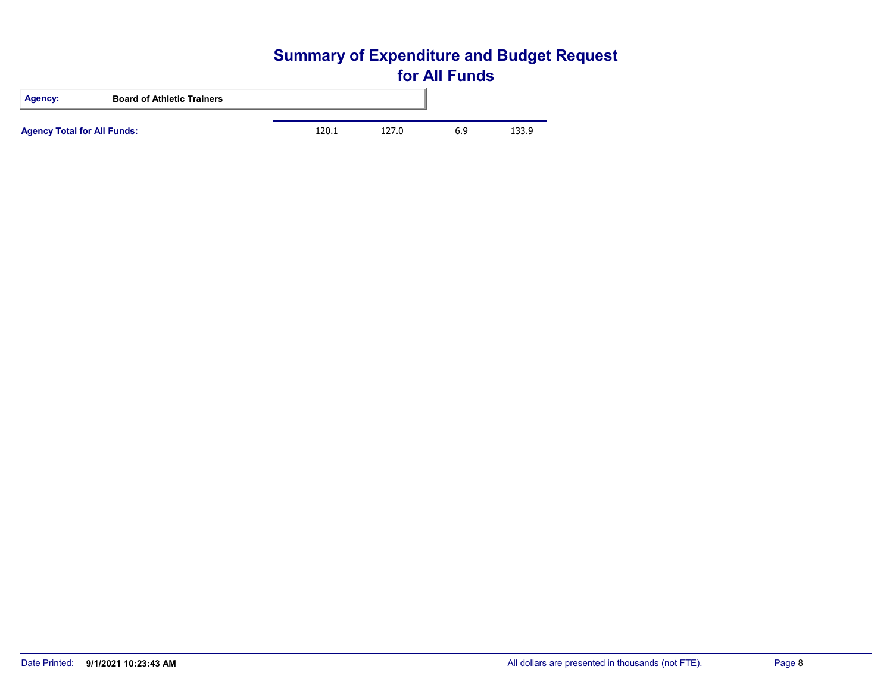# Summary of Expenditure and Budget Request for All Funds

**Agency:** **Board of Athletic Trainers**

| | | | | | | | |
|---|---|---|---|---|---|---|---|
| **Agency Total for All Funds:** | 120.1 | 127.0 | 6.9 | 133.9 | | | |

All dollars are presented in thousands (not FTE).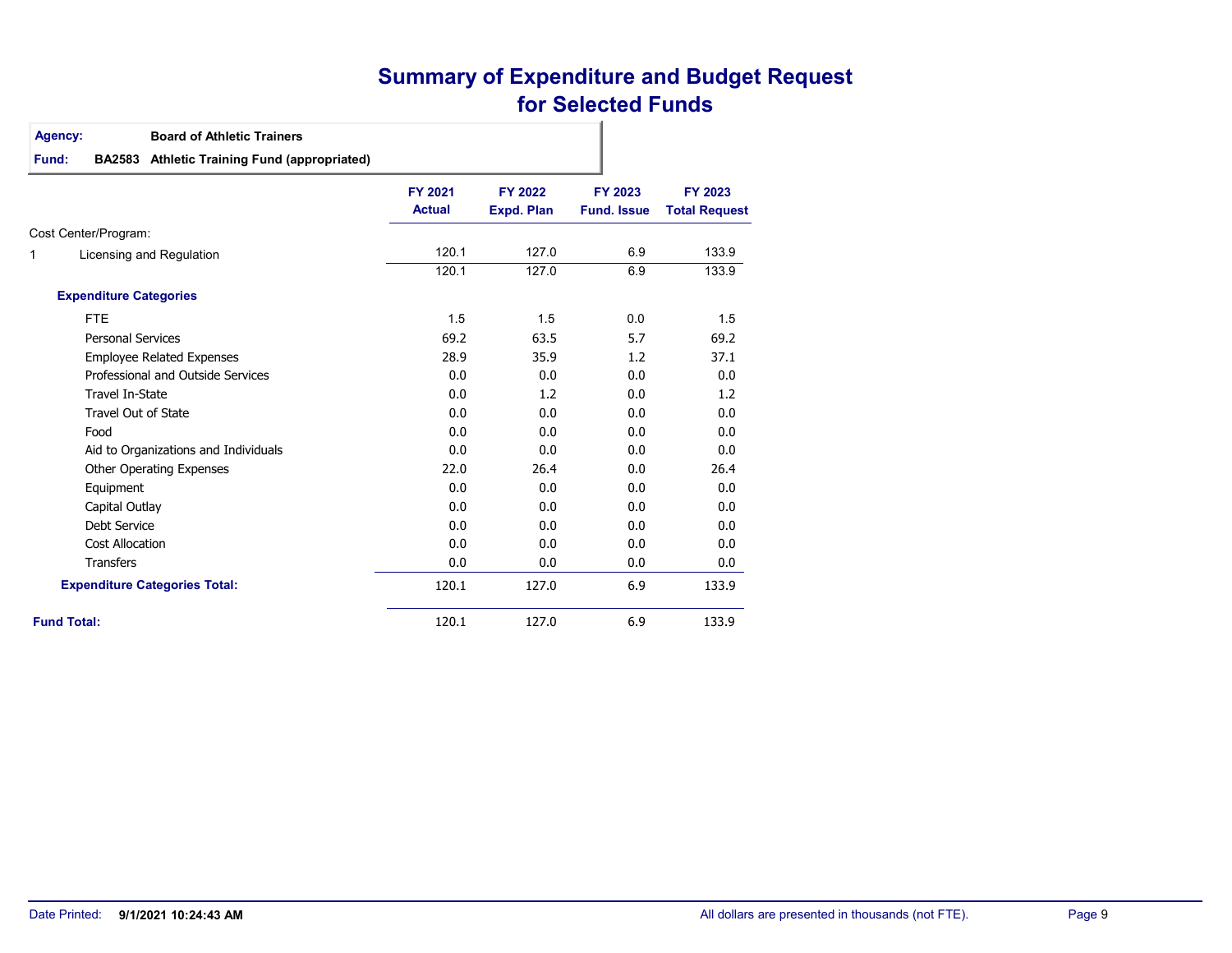# Summary of Expenditure and Budget Request for Selected Funds

**Agency:** Board of Athletic Trainers

**Fund:** BA2583 Athletic Training Fund (appropriated)

| | FY 2021 Actual | FY 2022 Expd. Plan | FY 2023 Fund. Issue | FY 2023 Total Request |
|---|---|---|---|---|
| Cost Center/Program: | | | | |
| 1 Licensing and Regulation | 120.1 | 127.0 | 6.9 | 133.9 |
| | 120.1 | 127.0 | 6.9 | 133.9 |
| **Expenditure Categories** | | | | |
| FTE | 1.5 | 1.5 | 0.0 | 1.5 |
| Personal Services | 69.2 | 63.5 | 5.7 | 69.2 |
| Employee Related Expenses | 28.9 | 35.9 | 1.2 | 37.1 |
| Professional and Outside Services | 0.0 | 0.0 | 0.0 | 0.0 |
| Travel In-State | 0.0 | 1.2 | 0.0 | 1.2 |
| Travel Out of State | 0.0 | 0.0 | 0.0 | 0.0 |
| Food | 0.0 | 0.0 | 0.0 | 0.0 |
| Aid to Organizations and Individuals | 0.0 | 0.0 | 0.0 | 0.0 |
| Other Operating Expenses | 22.0 | 26.4 | 0.0 | 26.4 |
| Equipment | 0.0 | 0.0 | 0.0 | 0.0 |
| Capital Outlay | 0.0 | 0.0 | 0.0 | 0.0 |
| Debt Service | 0.0 | 0.0 | 0.0 | 0.0 |
| Cost Allocation | 0.0 | 0.0 | 0.0 | 0.0 |
| Transfers | 0.0 | 0.0 | 0.0 | 0.0 |
| **Expenditure Categories Total:** | 120.1 | 127.0 | 6.9 | 133.9 |
| **Fund Total:** | 120.1 | 127.0 | 6.9 | 133.9 |

Date Printed: **9/1/2021 10:24:43 AM**

All dollars are presented in thousands (not FTE).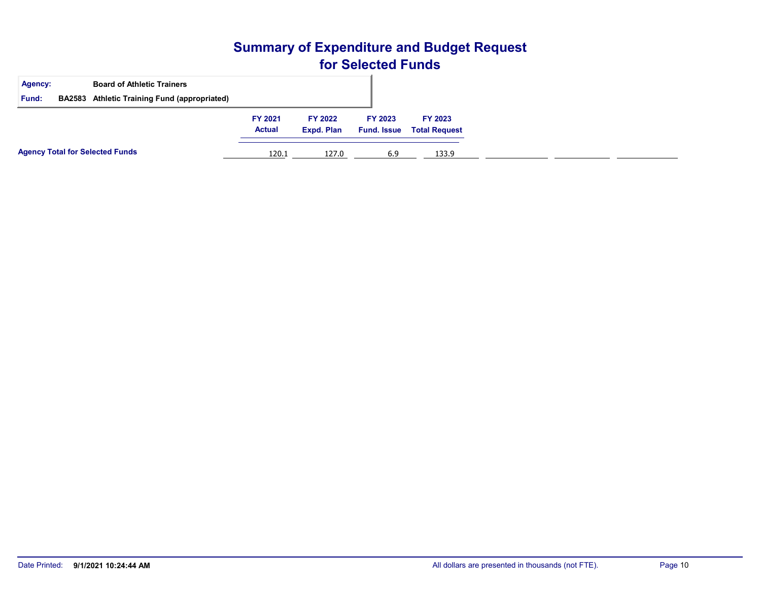# Summary of Expenditure and Budget Request for Selected Funds

**Agency:** Board of Athletic Trainers

**Fund:** BA2583 Athletic Training Fund (appropriated)

| | FY 2021 Actual | FY 2022 Expd. Plan | FY 2023 Fund. Issue | FY 2023 Total Request |
|---|---|---|---|---|
| **Agency Total for Selected Funds** | 120.1 | 127.0 | 6.9 | 133.9 |

Date Printed: **9/1/2021 10:24:44 AM**

All dollars are presented in thousands (not FTE).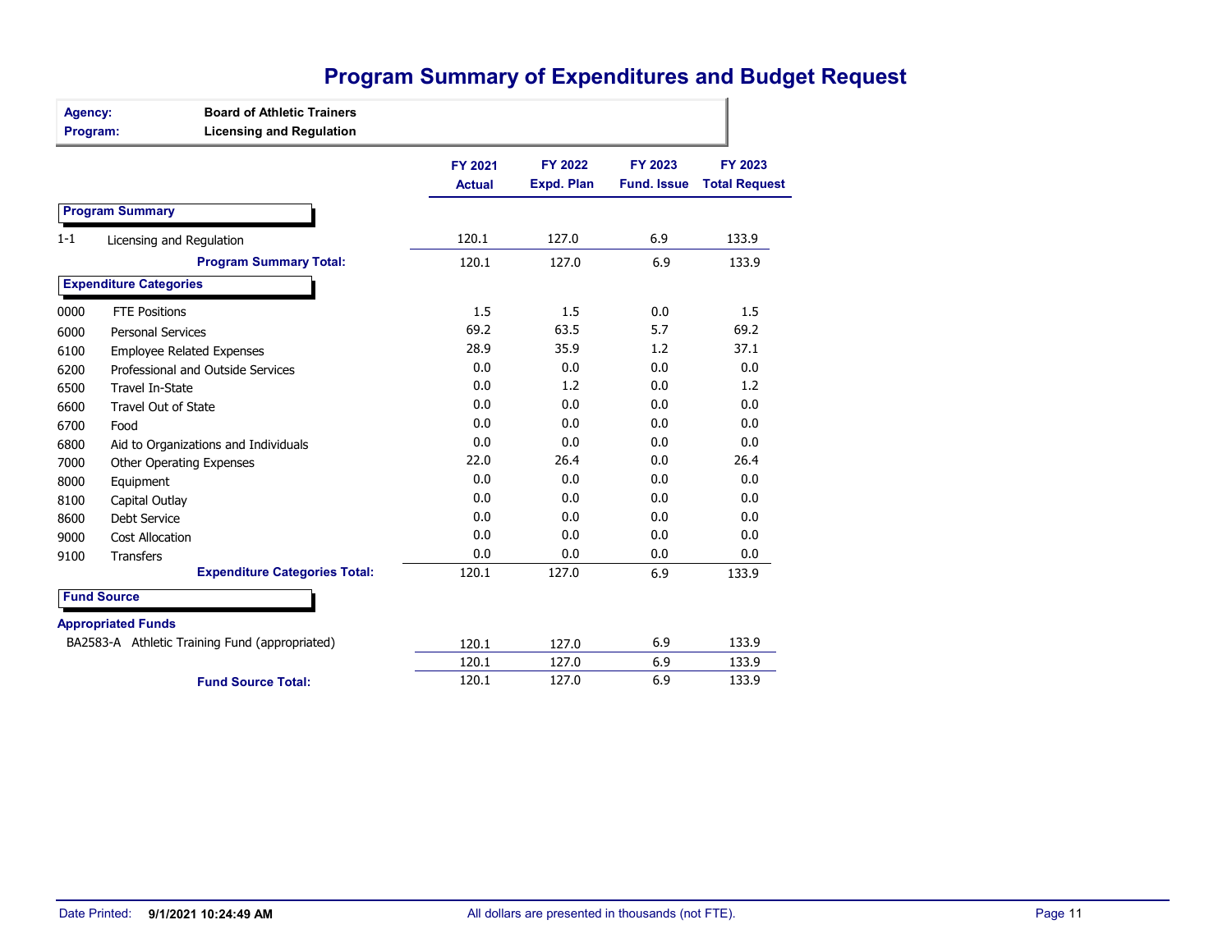# Program Summary of Expenditures and Budget Request

**Agency:** Board of Athletic Trainers
**Program:** Licensing and Regulation

| | | FY 2021 Actual | FY 2022 Expd. Plan | FY 2023 Fund. Issue | FY 2023 Total Request |
|---|---|---|---|---|---|
| **Program Summary** | | | | | |
| 1-1 | Licensing and Regulation | 120.1 | 127.0 | 6.9 | 133.9 |
| | **Program Summary Total:** | 120.1 | 127.0 | 6.9 | 133.9 |
| **Expenditure Categories** | | | | | |
| 0000 | FTE Positions | 1.5 | 1.5 | 0.0 | 1.5 |
| 6000 | Personal Services | 69.2 | 63.5 | 5.7 | 69.2 |
| 6100 | Employee Related Expenses | 28.9 | 35.9 | 1.2 | 37.1 |
| 6200 | Professional and Outside Services | 0.0 | 0.0 | 0.0 | 0.0 |
| 6500 | Travel In-State | 0.0 | 1.2 | 0.0 | 1.2 |
| 6600 | Travel Out of State | 0.0 | 0.0 | 0.0 | 0.0 |
| 6700 | Food | 0.0 | 0.0 | 0.0 | 0.0 |
| 6800 | Aid to Organizations and Individuals | 0.0 | 0.0 | 0.0 | 0.0 |
| 7000 | Other Operating Expenses | 22.0 | 26.4 | 0.0 | 26.4 |
| 8000 | Equipment | 0.0 | 0.0 | 0.0 | 0.0 |
| 8100 | Capital Outlay | 0.0 | 0.0 | 0.0 | 0.0 |
| 8600 | Debt Service | 0.0 | 0.0 | 0.0 | 0.0 |
| 9000 | Cost Allocation | 0.0 | 0.0 | 0.0 | 0.0 |
| 9100 | Transfers | 0.0 | 0.0 | 0.0 | 0.0 |
| | **Expenditure Categories Total:** | 120.1 | 127.0 | 6.9 | 133.9 |
| **Fund Source** | | | | | |
| **Appropriated Funds** | | | | | |
| BA2583-A | Athletic Training Fund (appropriated) | 120.1 | 127.0 | 6.9 | 133.9 |
| | | 120.1 | 127.0 | 6.9 | 133.9 |
| | **Fund Source Total:** | 120.1 | 127.0 | 6.9 | 133.9 |

Date Printed: **9/1/2021 10:24:49 AM** All dollars are presented in thousands (not FTE).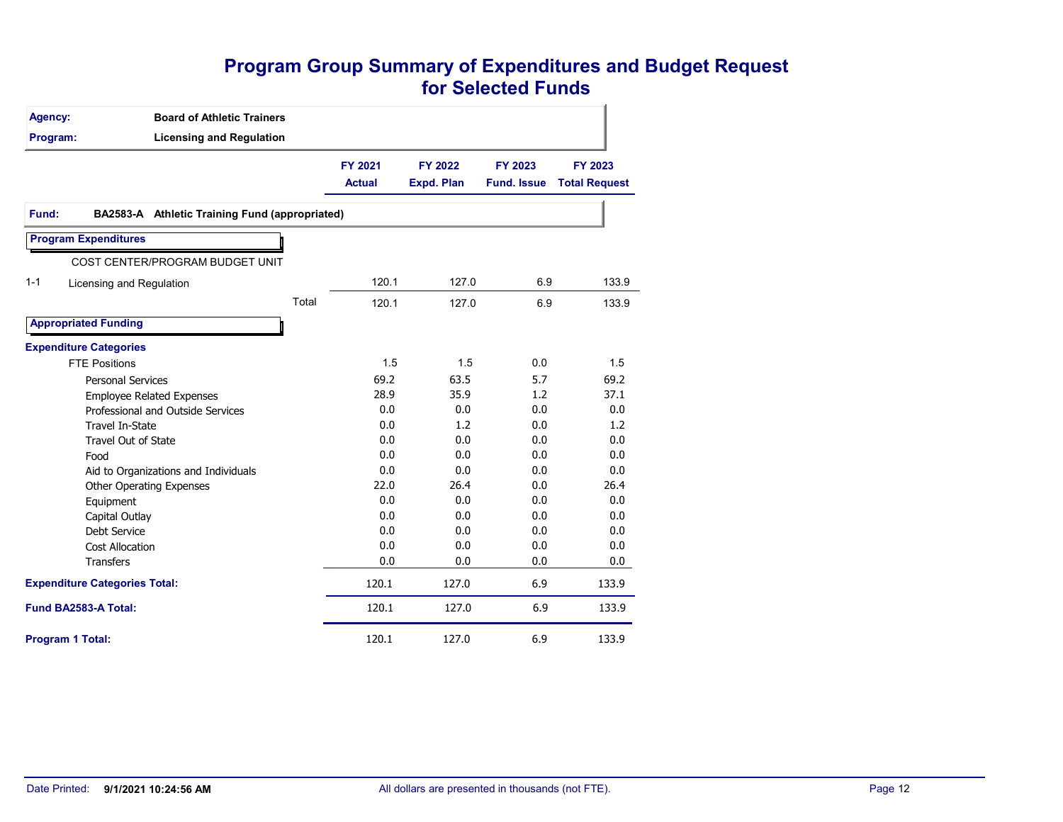# Program Group Summary of Expenditures and Budget Request for Selected Funds

**Agency:** Board of Athletic Trainers

**Program:** Licensing and Regulation

**Fund:** BA2583-A Athletic Training Fund (appropriated)

| | FY 2021 Actual | FY 2022 Expd. Plan | FY 2023 Fund. Issue | FY 2023 Total Request |
|---|---|---|---|---|
| **Program Expenditures** | | | | |
| COST CENTER/PROGRAM BUDGET UNIT | | | | |
| 1-1 Licensing and Regulation | 120.1 | 127.0 | 6.9 | 133.9 |
| Total | 120.1 | 127.0 | 6.9 | 133.9 |
| **Appropriated Funding** | | | | |
| **Expenditure Categories** | | | | |
| FTE Positions | 1.5 | 1.5 | 0.0 | 1.5 |
| Personal Services | 69.2 | 63.5 | 5.7 | 69.2 |
| Employee Related Expenses | 28.9 | 35.9 | 1.2 | 37.1 |
| Professional and Outside Services | 0.0 | 0.0 | 0.0 | 0.0 |
| Travel In-State | 0.0 | 1.2 | 0.0 | 1.2 |
| Travel Out of State | 0.0 | 0.0 | 0.0 | 0.0 |
| Food | 0.0 | 0.0 | 0.0 | 0.0 |
| Aid to Organizations and Individuals | 0.0 | 0.0 | 0.0 | 0.0 |
| Other Operating Expenses | 22.0 | 26.4 | 0.0 | 26.4 |
| Equipment | 0.0 | 0.0 | 0.0 | 0.0 |
| Capital Outlay | 0.0 | 0.0 | 0.0 | 0.0 |
| Debt Service | 0.0 | 0.0 | 0.0 | 0.0 |
| Cost Allocation | 0.0 | 0.0 | 0.0 | 0.0 |
| Transfers | 0.0 | 0.0 | 0.0 | 0.0 |
| **Expenditure Categories Total:** | 120.1 | 127.0 | 6.9 | 133.9 |
| **Fund BA2583-A Total:** | 120.1 | 127.0 | 6.9 | 133.9 |
| **Program 1 Total:** | 120.1 | 127.0 | 6.9 | 133.9 |

Date Printed: **9/1/2021 10:24:56 AM**

All dollars are presented in thousands (not FTE).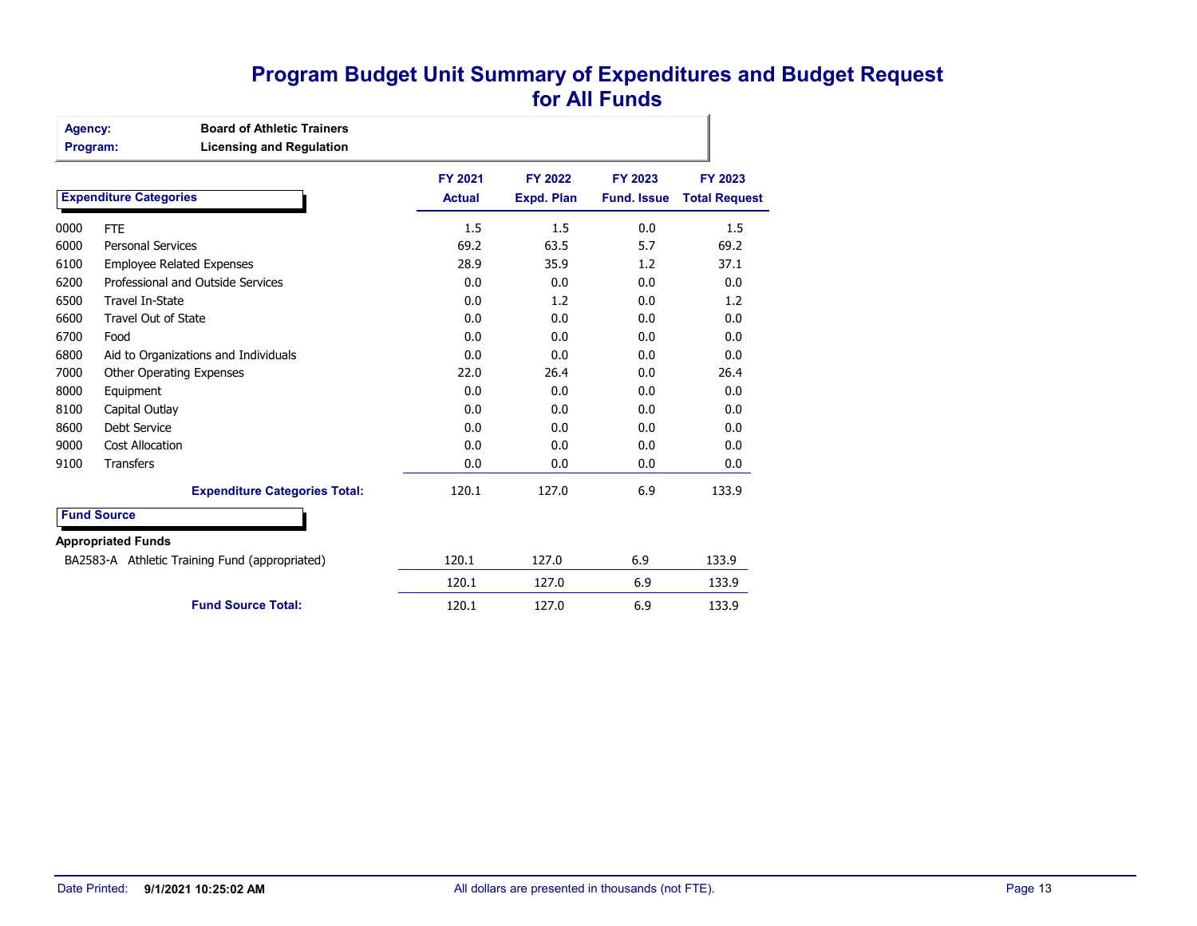# Program Budget Unit Summary of Expenditures and Budget Request for All Funds

**Agency:** Board of Athletic Trainers
**Program:** Licensing and Regulation

| | Expenditure Categories | FY 2021 Actual | FY 2022 Expd. Plan | FY 2023 Fund. Issue | FY 2023 Total Request |
|---|---|---|---|---|---|
| 0000 | FTE | 1.5 | 1.5 | 0.0 | 1.5 |
| 6000 | Personal Services | 69.2 | 63.5 | 5.7 | 69.2 |
| 6100 | Employee Related Expenses | 28.9 | 35.9 | 1.2 | 37.1 |
| 6200 | Professional and Outside Services | 0.0 | 0.0 | 0.0 | 0.0 |
| 6500 | Travel In-State | 0.0 | 1.2 | 0.0 | 1.2 |
| 6600 | Travel Out of State | 0.0 | 0.0 | 0.0 | 0.0 |
| 6700 | Food | 0.0 | 0.0 | 0.0 | 0.0 |
| 6800 | Aid to Organizations and Individuals | 0.0 | 0.0 | 0.0 | 0.0 |
| 7000 | Other Operating Expenses | 22.0 | 26.4 | 0.0 | 26.4 |
| 8000 | Equipment | 0.0 | 0.0 | 0.0 | 0.0 |
| 8100 | Capital Outlay | 0.0 | 0.0 | 0.0 | 0.0 |
| 8600 | Debt Service | 0.0 | 0.0 | 0.0 | 0.0 |
| 9000 | Cost Allocation | 0.0 | 0.0 | 0.0 | 0.0 |
| 9100 | Transfers | 0.0 | 0.0 | 0.0 | 0.0 |
| | **Expenditure Categories Total:** | 120.1 | 127.0 | 6.9 | 133.9 |

**Fund Source**

| Appropriated Funds | FY 2021 Actual | FY 2022 Expd. Plan | FY 2023 Fund. Issue | FY 2023 Total Request |
|---|---|---|---|---|
| BA2583-A Athletic Training Fund (appropriated) | 120.1 | 127.0 | 6.9 | 133.9 |
| | 120.1 | 127.0 | 6.9 | 133.9 |
| **Fund Source Total:** | 120.1 | 127.0 | 6.9 | 133.9 |

Date Printed: 9/1/2021 10:25:02 AM

All dollars are presented in thousands (not FTE).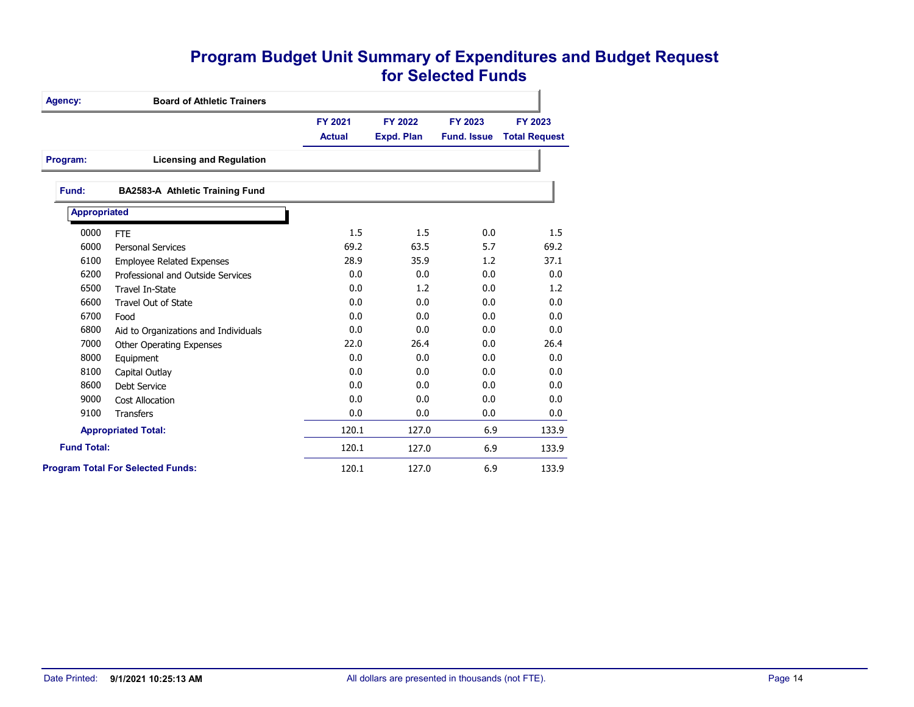# Program Budget Unit Summary of Expenditures and Budget Request for Selected Funds

**Agency:** Board of Athletic Trainers

**Program:** Licensing and Regulation

**Fund:** BA2583-A Athletic Training Fund

| | | FY 2021 Actual | FY 2022 Expd. Plan | FY 2023 Fund. Issue | FY 2023 Total Request |
|---|---|---|---|---|---|
| **Appropriated** | | | | | |
| 0000 | FTE | 1.5 | 1.5 | 0.0 | 1.5 |
| 6000 | Personal Services | 69.2 | 63.5 | 5.7 | 69.2 |
| 6100 | Employee Related Expenses | 28.9 | 35.9 | 1.2 | 37.1 |
| 6200 | Professional and Outside Services | 0.0 | 0.0 | 0.0 | 0.0 |
| 6500 | Travel In-State | 0.0 | 1.2 | 0.0 | 1.2 |
| 6600 | Travel Out of State | 0.0 | 0.0 | 0.0 | 0.0 |
| 6700 | Food | 0.0 | 0.0 | 0.0 | 0.0 |
| 6800 | Aid to Organizations and Individuals | 0.0 | 0.0 | 0.0 | 0.0 |
| 7000 | Other Operating Expenses | 22.0 | 26.4 | 0.0 | 26.4 |
| 8000 | Equipment | 0.0 | 0.0 | 0.0 | 0.0 |
| 8100 | Capital Outlay | 0.0 | 0.0 | 0.0 | 0.0 |
| 8600 | Debt Service | 0.0 | 0.0 | 0.0 | 0.0 |
| 9000 | Cost Allocation | 0.0 | 0.0 | 0.0 | 0.0 |
| 9100 | Transfers | 0.0 | 0.0 | 0.0 | 0.0 |
| **Appropriated Total:** | | 120.1 | 127.0 | 6.9 | 133.9 |
| **Fund Total:** | | 120.1 | 127.0 | 6.9 | 133.9 |
| **Program Total For Selected Funds:** | | 120.1 | 127.0 | 6.9 | 133.9 |

Date Printed: 9/1/2021 10:25:13 AM

All dollars are presented in thousands (not FTE).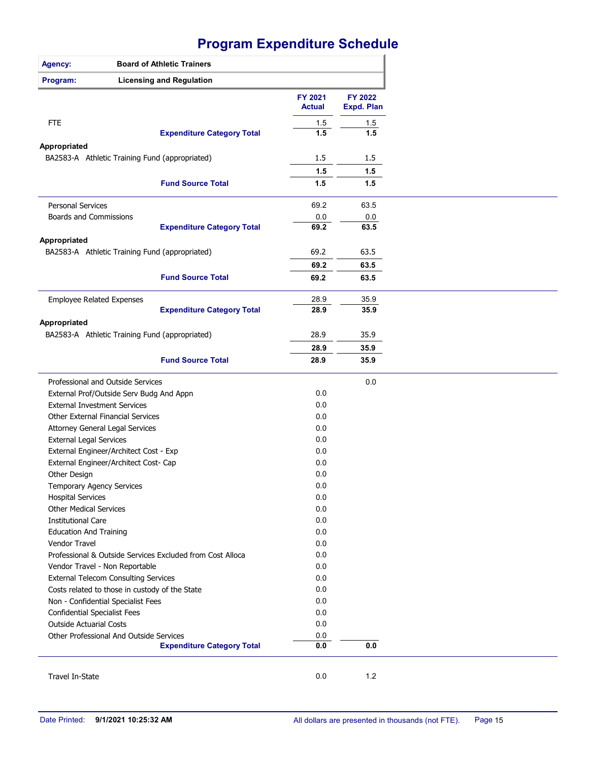# Program Expenditure Schedule

| | |
|---|---|
| **Agency:** | **Board of Athletic Trainers** |
| **Program:** | **Licensing and Regulation** |

| | FY 2021 Actual | FY 2022 Expd. Plan |
|---|---|---|
| FTE | 1.5 | 1.5 |
| **Expenditure Category Total** | **1.5** | **1.5** |
| **Appropriated** | | |
| BA2583-A Athletic Training Fund (appropriated) | 1.5 | 1.5 |
| | **1.5** | **1.5** |
| **Fund Source Total** | **1.5** | **1.5** |
| Personal Services | 69.2 | 63.5 |
| Boards and Commissions | 0.0 | 0.0 |
| **Expenditure Category Total** | **69.2** | **63.5** |
| **Appropriated** | | |
| BA2583-A Athletic Training Fund (appropriated) | 69.2 | 63.5 |
| | **69.2** | **63.5** |
| **Fund Source Total** | **69.2** | **63.5** |
| Employee Related Expenses | 28.9 | 35.9 |
| **Expenditure Category Total** | **28.9** | **35.9** |
| **Appropriated** | | |
| BA2583-A Athletic Training Fund (appropriated) | 28.9 | 35.9 |
| | **28.9** | **35.9** |
| **Fund Source Total** | **28.9** | **35.9** |
| Professional and Outside Services | | 0.0 |
| External Prof/Outside Serv Budg And Appn | 0.0 | |
| External Investment Services | 0.0 | |
| Other External Financial Services | 0.0 | |
| Attorney General Legal Services | 0.0 | |
| External Legal Services | 0.0 | |
| External Engineer/Architect Cost - Exp | 0.0 | |
| External Engineer/Architect Cost- Cap | 0.0 | |
| Other Design | 0.0 | |
| Temporary Agency Services | 0.0 | |
| Hospital Services | 0.0 | |
| Other Medical Services | 0.0 | |
| Institutional Care | 0.0 | |
| Education And Training | 0.0 | |
| Vendor Travel | 0.0 | |
| Professional & Outside Services Excluded from Cost Alloca | 0.0 | |
| Vendor Travel - Non Reportable | 0.0 | |
| External Telecom Consulting Services | 0.0 | |
| Costs related to those in custody of the State | 0.0 | |
| Non - Confidential Specialist Fees | 0.0 | |
| Confidential Specialist Fees | 0.0 | |
| Outside Actuarial Costs | 0.0 | |
| Other Professional And Outside Services | 0.0 | |
| **Expenditure Category Total** | **0.0** | **0.0** |
| Travel In-State | 0.0 | 1.2 |

Date Printed: **9/1/2021 10:25:32 AM**

All dollars are presented in thousands (not FTE).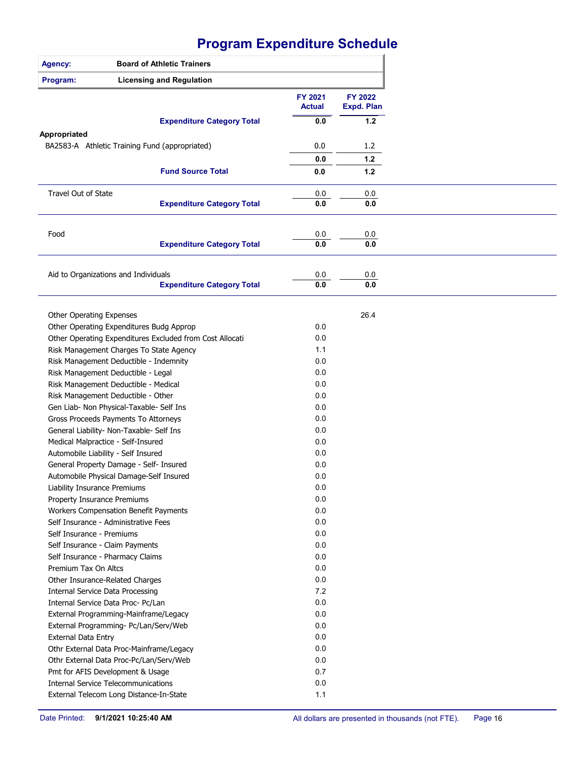# Program Expenditure Schedule

| | |
|---|---|
| **Agency:** | **Board of Athletic Trainers** |
| **Program:** | **Licensing and Regulation** |

| | FY 2021 Actual | FY 2022 Expd. Plan |
|---|---|---|
| **Expenditure Category Total** | **0.0** | **1.2** |
| **Appropriated** | | |
| BA2583-A Athletic Training Fund (appropriated) | 0.0 | 1.2 |
| | 0.0 | 1.2 |
| **Fund Source Total** | **0.0** | **1.2** |
| Travel Out of State | 0.0 | 0.0 |
| **Expenditure Category Total** | **0.0** | **0.0** |
| Food | 0.0 | 0.0 |
| **Expenditure Category Total** | **0.0** | **0.0** |
| Aid to Organizations and Individuals | 0.0 | 0.0 |
| **Expenditure Category Total** | **0.0** | **0.0** |
| Other Operating Expenses | | 26.4 |
| Other Operating Expenditures Budg Approp | 0.0 | |
| Other Operating Expenditures Excluded from Cost Allocati | 0.0 | |
| Risk Management Charges To State Agency | 1.1 | |
| Risk Management Deductible - Indemnity | 0.0 | |
| Risk Management Deductible - Legal | 0.0 | |
| Risk Management Deductible - Medical | 0.0 | |
| Risk Management Deductible - Other | 0.0 | |
| Gen Liab- Non Physical-Taxable- Self Ins | 0.0 | |
| Gross Proceeds Payments To Attorneys | 0.0 | |
| General Liability- Non-Taxable- Self Ins | 0.0 | |
| Medical Malpractice - Self-Insured | 0.0 | |
| Automobile Liability - Self Insured | 0.0 | |
| General Property Damage - Self- Insured | 0.0 | |
| Automobile Physical Damage-Self Insured | 0.0 | |
| Liability Insurance Premiums | 0.0 | |
| Property Insurance Premiums | 0.0 | |
| Workers Compensation Benefit Payments | 0.0 | |
| Self Insurance - Administrative Fees | 0.0 | |
| Self Insurance - Premiums | 0.0 | |
| Self Insurance - Claim Payments | 0.0 | |
| Self Insurance - Pharmacy Claims | 0.0 | |
| Premium Tax On Altcs | 0.0 | |
| Other Insurance-Related Charges | 0.0 | |
| Internal Service Data Processing | 7.2 | |
| Internal Service Data Proc- Pc/Lan | 0.0 | |
| External Programming-Mainframe/Legacy | 0.0 | |
| External Programming- Pc/Lan/Serv/Web | 0.0 | |
| External Data Entry | 0.0 | |
| Othr External Data Proc-Mainframe/Legacy | 0.0 | |
| Othr External Data Proc-Pc/Lan/Serv/Web | 0.0 | |
| Pmt for AFIS Development & Usage | 0.7 | |
| Internal Service Telecommunications | 0.0 | |
| External Telecom Long Distance-In-State | 1.1 | |

Date Printed: **9/1/2021 10:25:40 AM** All dollars are presented in thousands (not FTE).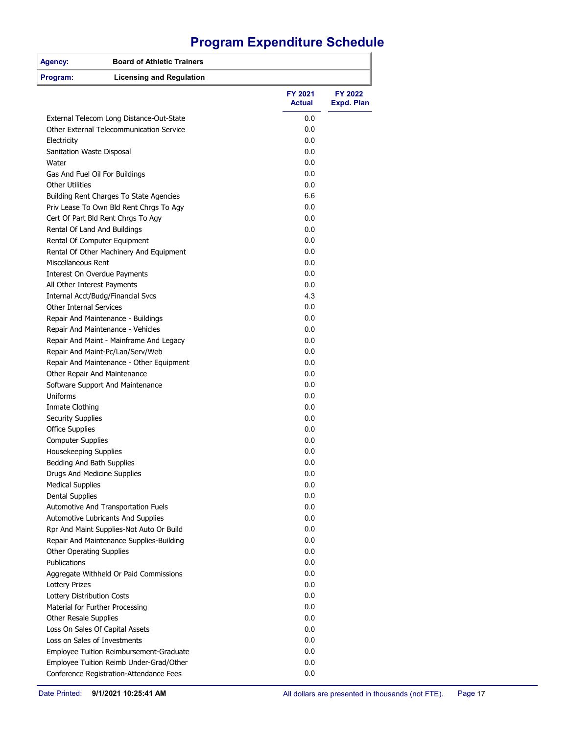# Program Expenditure Schedule

| Agency: | Board of Athletic Trainers |
|---|---|
| Program: | Licensing and Regulation |

| | FY 2021 Actual | FY 2022 Expd. Plan |
|---|---|---|
| External Telecom Long Distance-Out-State | 0.0 | |
| Other External Telecommunication Service | 0.0 | |
| Electricity | 0.0 | |
| Sanitation Waste Disposal | 0.0 | |
| Water | 0.0 | |
| Gas And Fuel Oil For Buildings | 0.0 | |
| Other Utilities | 0.0 | |
| Building Rent Charges To State Agencies | 6.6 | |
| Priv Lease To Own Bld Rent Chrgs To Agy | 0.0 | |
| Cert Of Part Bld Rent Chrgs To Agy | 0.0 | |
| Rental Of Land And Buildings | 0.0 | |
| Rental Of Computer Equipment | 0.0 | |
| Rental Of Other Machinery And Equipment | 0.0 | |
| Miscellaneous Rent | 0.0 | |
| Interest On Overdue Payments | 0.0 | |
| All Other Interest Payments | 0.0 | |
| Internal Acct/Budg/Financial Svcs | 4.3 | |
| Other Internal Services | 0.0 | |
| Repair And Maintenance - Buildings | 0.0 | |
| Repair And Maintenance - Vehicles | 0.0 | |
| Repair And Maint - Mainframe And Legacy | 0.0 | |
| Repair And Maint-Pc/Lan/Serv/Web | 0.0 | |
| Repair And Maintenance - Other Equipment | 0.0 | |
| Other Repair And Maintenance | 0.0 | |
| Software Support And Maintenance | 0.0 | |
| Uniforms | 0.0 | |
| Inmate Clothing | 0.0 | |
| Security Supplies | 0.0 | |
| Office Supplies | 0.0 | |
| Computer Supplies | 0.0 | |
| Housekeeping Supplies | 0.0 | |
| Bedding And Bath Supplies | 0.0 | |
| Drugs And Medicine Supplies | 0.0 | |
| Medical Supplies | 0.0 | |
| Dental Supplies | 0.0 | |
| Automotive And Transportation Fuels | 0.0 | |
| Automotive Lubricants And Supplies | 0.0 | |
| Rpr And Maint Supplies-Not Auto Or Build | 0.0 | |
| Repair And Maintenance Supplies-Building | 0.0 | |
| Other Operating Supplies | 0.0 | |
| Publications | 0.0 | |
| Aggregate Withheld Or Paid Commissions | 0.0 | |
| Lottery Prizes | 0.0 | |
| Lottery Distribution Costs | 0.0 | |
| Material for Further Processing | 0.0 | |
| Other Resale Supplies | 0.0 | |
| Loss On Sales Of Capital Assets | 0.0 | |
| Loss on Sales of Investments | 0.0 | |
| Employee Tuition Reimbursement-Graduate | 0.0 | |
| Employee Tuition Reimb Under-Grad/Other | 0.0 | |
| Conference Registration-Attendance Fees | 0.0 | |

Date Printed: 9/1/2021 10:25:41 AM

All dollars are presented in thousands (not FTE).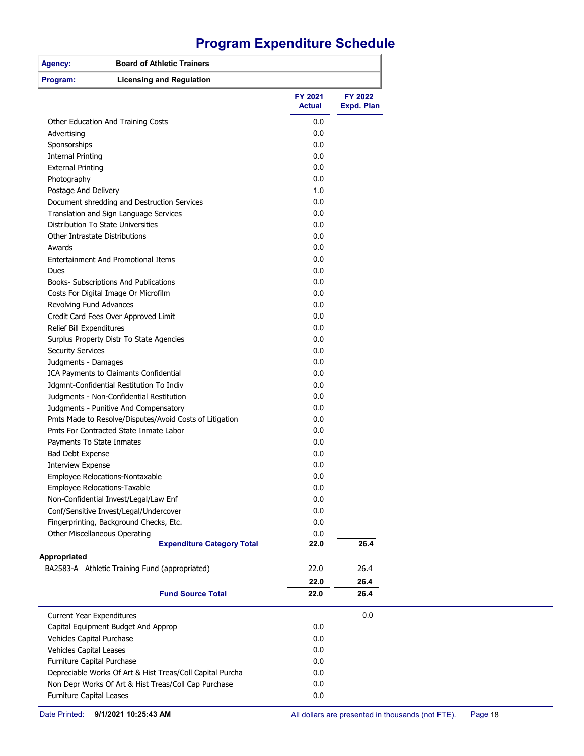# Program Expenditure Schedule

| Agency: | Board of Athletic Trainers |
|---|---|
| Program: | Licensing and Regulation |

| | FY 2021 Actual | FY 2022 Expd. Plan |
|---|---|---|
| Other Education And Training Costs | 0.0 | |
| Advertising | 0.0 | |
| Sponsorships | 0.0 | |
| Internal Printing | 0.0 | |
| External Printing | 0.0 | |
| Photography | 0.0 | |
| Postage And Delivery | 1.0 | |
| Document shredding and Destruction Services | 0.0 | |
| Translation and Sign Language Services | 0.0 | |
| Distribution To State Universities | 0.0 | |
| Other Intrastate Distributions | 0.0 | |
| Awards | 0.0 | |
| Entertainment And Promotional Items | 0.0 | |
| Dues | 0.0 | |
| Books- Subscriptions And Publications | 0.0 | |
| Costs For Digital Image Or Microfilm | 0.0 | |
| Revolving Fund Advances | 0.0 | |
| Credit Card Fees Over Approved Limit | 0.0 | |
| Relief Bill Expenditures | 0.0 | |
| Surplus Property Distr To State Agencies | 0.0 | |
| Security Services | 0.0 | |
| Judgments - Damages | 0.0 | |
| ICA Payments to Claimants Confidential | 0.0 | |
| Jdgmnt-Confidential Restitution To Indiv | 0.0 | |
| Judgments - Non-Confidential Restitution | 0.0 | |
| Judgments - Punitive And Compensatory | 0.0 | |
| Pmts Made to Resolve/Disputes/Avoid Costs of Litigation | 0.0 | |
| Pmts For Contracted State Inmate Labor | 0.0 | |
| Payments To State Inmates | 0.0 | |
| Bad Debt Expense | 0.0 | |
| Interview Expense | 0.0 | |
| Employee Relocations-Nontaxable | 0.0 | |
| Employee Relocations-Taxable | 0.0 | |
| Non-Confidential Invest/Legal/Law Enf | 0.0 | |
| Conf/Sensitive Invest/Legal/Undercover | 0.0 | |
| Fingerprinting, Background Checks, Etc. | 0.0 | |
| Other Miscellaneous Operating | 0.0 | |
| **Expenditure Category Total** | **22.0** | **26.4** |
| **Appropriated** | | |
| BA2583-A Athletic Training Fund (appropriated) | 22.0 | 26.4 |
| | **22.0** | **26.4** |
| **Fund Source Total** | **22.0** | **26.4** |

| | FY 2021 Actual | FY 2022 Expd. Plan |
|---|---|---|
| Current Year Expenditures | | 0.0 |
| Capital Equipment Budget And Approp | 0.0 | |
| Vehicles Capital Purchase | 0.0 | |
| Vehicles Capital Leases | 0.0 | |
| Furniture Capital Purchase | 0.0 | |
| Depreciable Works Of Art & Hist Treas/Coll Capital Purcha | 0.0 | |
| Non Depr Works Of Art & Hist Treas/Coll Cap Purchase | 0.0 | |
| Furniture Capital Leases | 0.0 | |

Date Printed: 9/1/2021 10:25:43 AM

All dollars are presented in thousands (not FTE).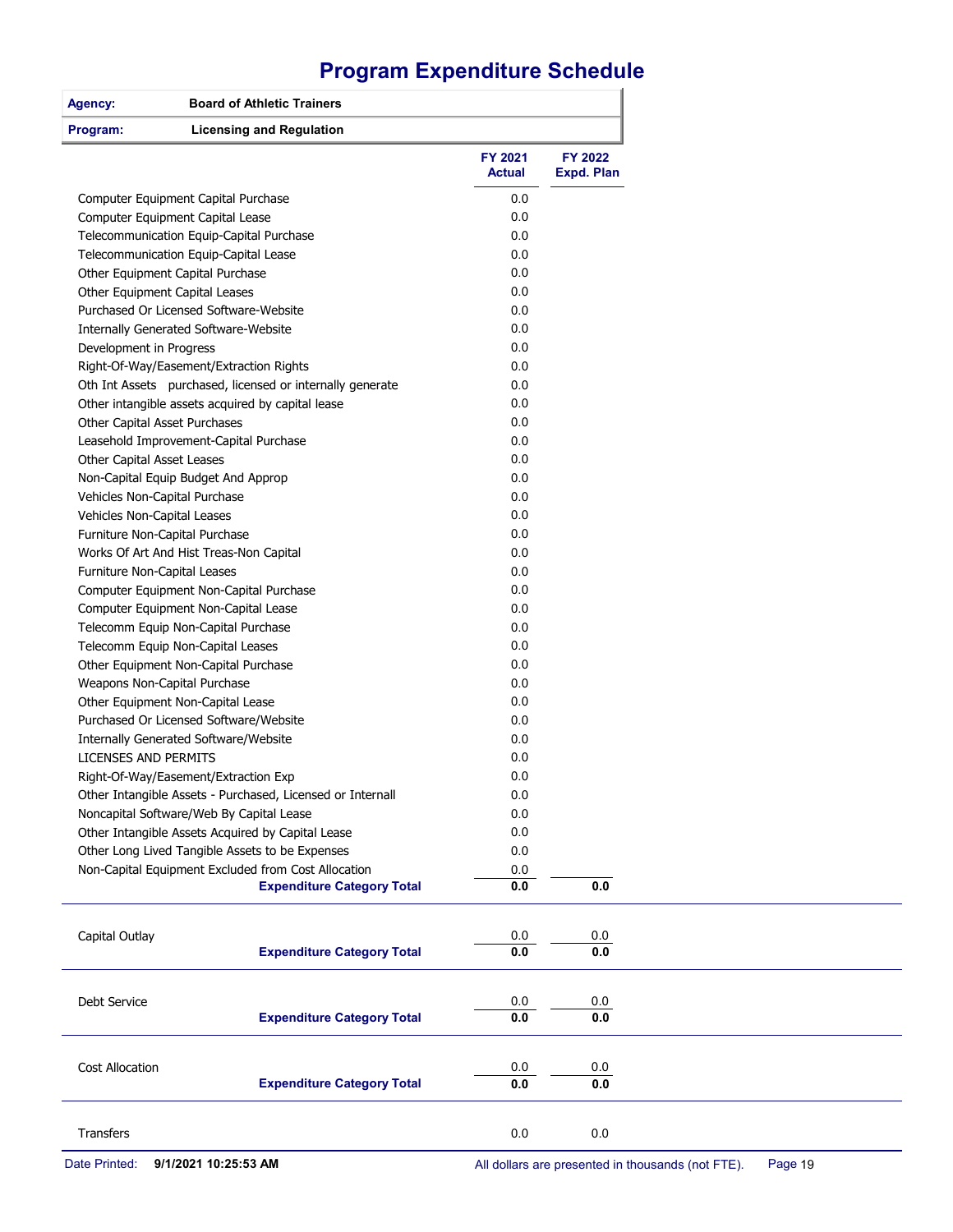# Program Expenditure Schedule

| Agency: | Board of Athletic Trainers |
|---|---|
| Program: | Licensing and Regulation |

| | FY 2021 Actual | FY 2022 Expd. Plan |
|---|---|---|
| Computer Equipment Capital Purchase | 0.0 | |
| Computer Equipment Capital Lease | 0.0 | |
| Telecommunication Equip-Capital Purchase | 0.0 | |
| Telecommunication Equip-Capital Lease | 0.0 | |
| Other Equipment Capital Purchase | 0.0 | |
| Other Equipment Capital Leases | 0.0 | |
| Purchased Or Licensed Software-Website | 0.0 | |
| Internally Generated Software-Website | 0.0 | |
| Development in Progress | 0.0 | |
| Right-Of-Way/Easement/Extraction Rights | 0.0 | |
| Oth Int Assets purchased, licensed or internally generate | 0.0 | |
| Other intangible assets acquired by capital lease | 0.0 | |
| Other Capital Asset Purchases | 0.0 | |
| Leasehold Improvement-Capital Purchase | 0.0 | |
| Other Capital Asset Leases | 0.0 | |
| Non-Capital Equip Budget And Approp | 0.0 | |
| Vehicles Non-Capital Purchase | 0.0 | |
| Vehicles Non-Capital Leases | 0.0 | |
| Furniture Non-Capital Purchase | 0.0 | |
| Works Of Art And Hist Treas-Non Capital | 0.0 | |
| Furniture Non-Capital Leases | 0.0 | |
| Computer Equipment Non-Capital Purchase | 0.0 | |
| Computer Equipment Non-Capital Lease | 0.0 | |
| Telecomm Equip Non-Capital Purchase | 0.0 | |
| Telecomm Equip Non-Capital Leases | 0.0 | |
| Other Equipment Non-Capital Purchase | 0.0 | |
| Weapons Non-Capital Purchase | 0.0 | |
| Other Equipment Non-Capital Lease | 0.0 | |
| Purchased Or Licensed Software/Website | 0.0 | |
| Internally Generated Software/Website | 0.0 | |
| LICENSES AND PERMITS | 0.0 | |
| Right-Of-Way/Easement/Extraction Exp | 0.0 | |
| Other Intangible Assets - Purchased, Licensed or Internall | 0.0 | |
| Noncapital Software/Web By Capital Lease | 0.0 | |
| Other Intangible Assets Acquired by Capital Lease | 0.0 | |
| Other Long Lived Tangible Assets to be Expenses | 0.0 | |
| Non-Capital Equipment Excluded from Cost Allocation | 0.0 | |
| **Expenditure Category Total** | **0.0** | **0.0** |
| Capital Outlay | 0.0 | 0.0 |
| **Expenditure Category Total** | **0.0** | **0.0** |
| Debt Service | 0.0 | 0.0 |
| **Expenditure Category Total** | **0.0** | **0.0** |
| Cost Allocation | 0.0 | 0.0 |
| **Expenditure Category Total** | **0.0** | **0.0** |
| Transfers | 0.0 | 0.0 |

Date Printed: 9/1/2021 10:25:53 AM

All dollars are presented in thousands (not FTE).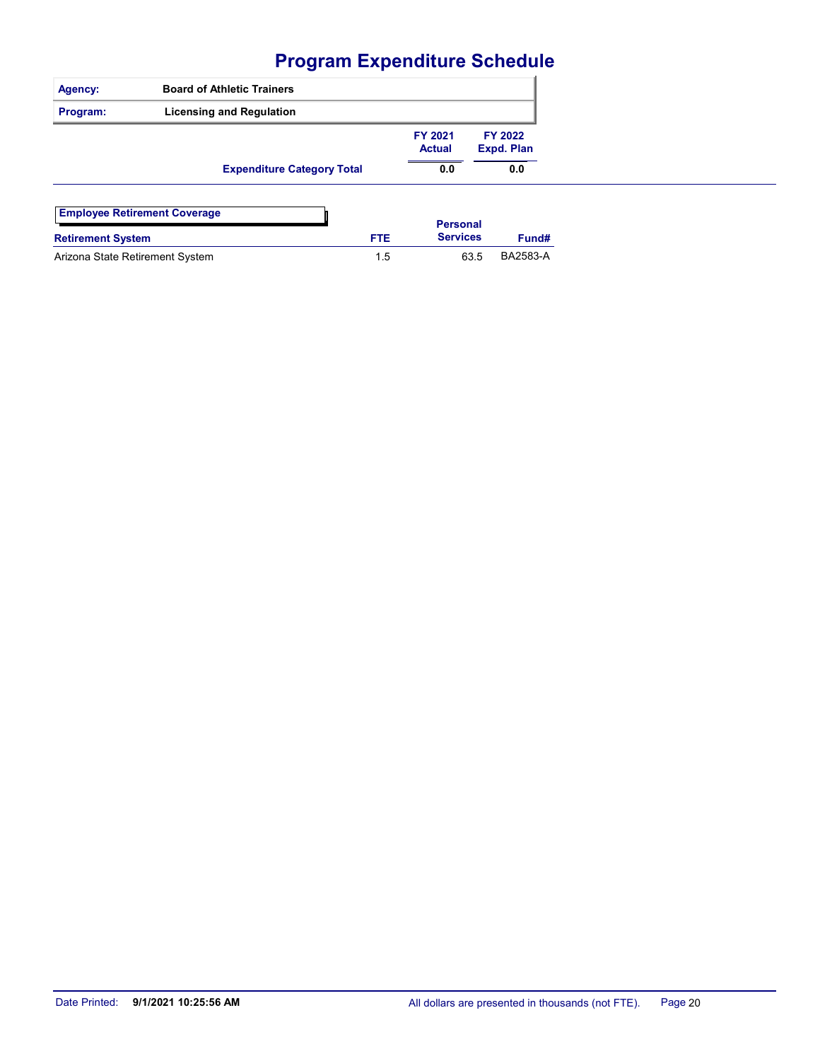# Program Expenditure Schedule

| Agency: | Board of Athletic Trainers |
|---|---|
| Program: | Licensing and Regulation |

| | FY 2021 Actual | FY 2022 Expd. Plan |
|---|---|---|
| **Expenditure Category Total** | **0.0** | **0.0** |

**Employee Retirement Coverage**

| Retirement System | FTE | Personal Services | Fund# |
|---|---|---|---|
| Arizona State Retirement System | 1.5 | 63.5 | BA2583-A |

Date Printed: **9/1/2021 10:25:56 AM**

All dollars are presented in thousands (not FTE).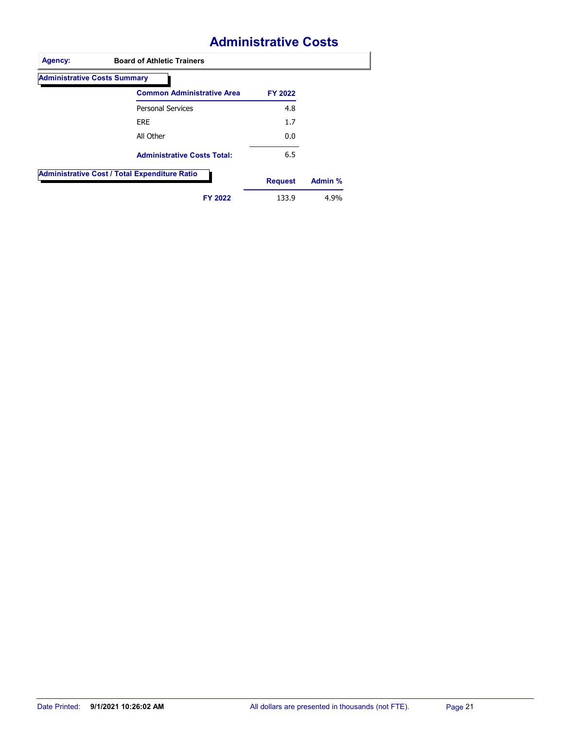# Administrative Costs

**Agency:** Board of Athletic Trainers

## Administrative Costs Summary

| Common Administrative Area | FY 2022 |
|---|---|
| Personal Services | 4.8 |
| ERE | 1.7 |
| All Other | 0.0 |
| **Administrative Costs Total:** | 6.5 |

## Administrative Cost / Total Expenditure Ratio

| | Request | Admin % |
|---|---|---|
| **FY 2022** | 133.9 | 4.9% |

All dollars are presented in thousands (not FTE).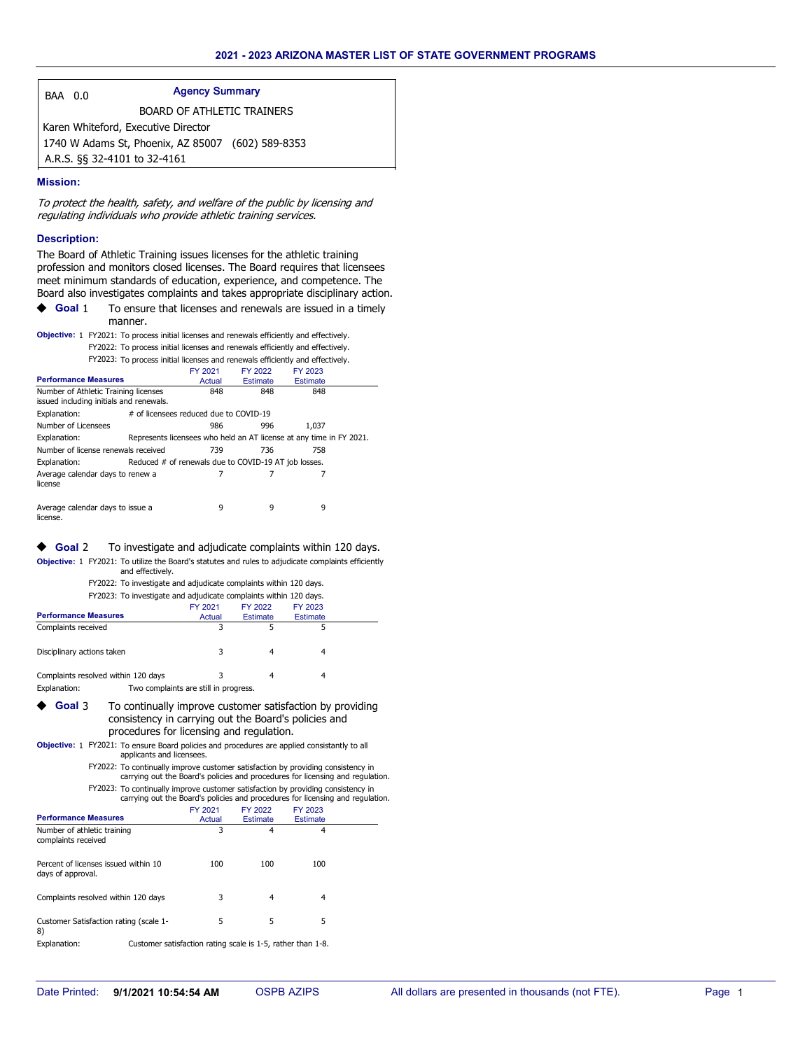BAA 0.0

**Agency Summary**

BOARD OF ATHLETIC TRAINERS

Karen Whiteford, Executive Director

1740 W Adams St, Phoenix, AZ 85007 (602) 589-8353

A.R.S. §§ 32-4101 to 32-4161

### Mission:

*To protect the health, safety, and welfare of the public by licensing and regulating individuals who provide athletic training services.*

### Description:

The Board of Athletic Training issues licenses for the athletic training profession and monitors closed licenses. The Board requires that licensees meet minimum standards of education, experience, and competence. The Board also investigates complaints and takes appropriate disciplinary action.

◆ **Goal 1** To ensure that licenses and renewals are issued in a timely manner.

**Objective: 1** FY2021: To process initial licenses and renewals efficiently and effectively.
FY2022: To process initial licenses and renewals efficiently and effectively.
FY2023: To process initial licenses and renewals efficiently and effectively.

| Performance Measures | FY 2021 Actual | FY 2022 Estimate | FY 2023 Estimate |
|---|---|---|---|
| Number of Athletic Training licenses issued including initials and renewals. | 848 | 848 | 848 |
| Explanation: # of licensees reduced due to COVID-19 | | | |
| Number of Licensees | 986 | 996 | 1,037 |
| Explanation: Represents licensees who held an AT license at any time in FY 2021. | | | |
| Number of license renewals received | 739 | 736 | 758 |
| Explanation: Reduced # of renewals due to COVID-19 AT job losses. | | | |
| Average calendar days to renew a license | 7 | 7 | 7 |
| Average calendar days to issue a license. | 9 | 9 | 9 |

◆ **Goal 2** To investigate and adjudicate complaints within 120 days.

**Objective: 1** FY2021: To utilize the Board's statutes and rules to adjudicate complaints efficiently and effectively.
FY2022: To investigate and adjudicate complaints within 120 days.
FY2023: To investigate and adjudicate complaints within 120 days.

| Performance Measures | FY 2021 Actual | FY 2022 Estimate | FY 2023 Estimate |
|---|---|---|---|
| Complaints received | 3 | 5 | 5 |
| Disciplinary actions taken | 3 | 4 | 4 |
| Complaints resolved within 120 days | 3 | 4 | 4 |
| Explanation: Two complaints are still in progress. | | | |

◆ **Goal 3** To continually improve customer satisfaction by providing consistency in carrying out the Board's policies and procedures for licensing and regulation.

**Objective: 1** FY2021: To ensure Board policies and procedures are applied consistantly to all applicants and licensees.
FY2022: To continually improve customer satisfaction by providing consistency in carrying out the Board's policies and procedures for licensing and regulation.
FY2023: To continually improve customer satisfaction by providing consistency in carrying out the Board's policies and procedures for licensing and regulation.

| Performance Measures | FY 2021 Actual | FY 2022 Estimate | FY 2023 Estimate |
|---|---|---|---|
| Number of athletic training complaints received | 3 | 4 | 4 |
| Percent of licenses issued within 10 days of approval. | 100 | 100 | 100 |
| Complaints resolved within 120 days | 3 | 4 | 4 |
| Customer Satisfaction rating (scale 1-8) | 5 | 5 | 5 |
| Explanation: Customer satisfaction rating scale is 1-5, rather than 1-8. | | | |

All dollars are presented in thousands (not FTE).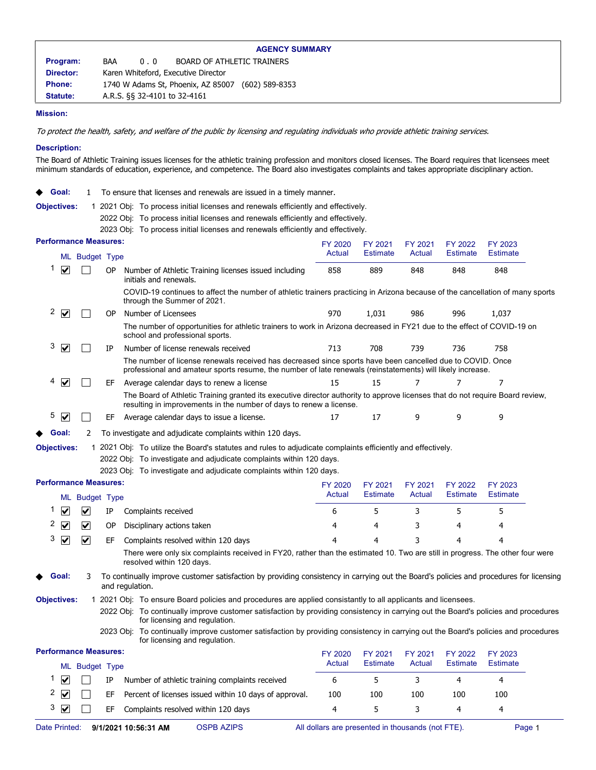## AGENCY SUMMARY

**Program:** BAA 0 . 0 BOARD OF ATHLETIC TRAINERS
**Director:** Karen Whiteford, Executive Director
**Phone:** 1740 W Adams St, Phoenix, AZ 85007 (602) 589-8353
**Statute:** A.R.S. §§ 32-4101 to 32-4161

**Mission:**

*To protect the health, safety, and welfare of the public by licensing and regulating individuals who provide athletic training services.*

**Description:**

The Board of Athletic Training issues licenses for the athletic training profession and monitors closed licenses. The Board requires that licensees meet minimum standards of education, experience, and competence. The Board also investigates complaints and takes appropriate disciplinary action.

◆ **Goal:** 1 To ensure that licenses and renewals are issued in a timely manner.

**Objectives:** 1 2021 Obj: To process initial licenses and renewals efficiently and effectively.
2022 Obj: To process initial licenses and renewals efficiently and effectively.
2023 Obj: To process initial licenses and renewals efficiently and effectively.

**Performance Measures:**

| | ML | Budget | Type | Measure | FY 2020 Actual | FY 2021 Estimate | FY 2021 Actual | FY 2022 Estimate | FY 2023 Estimate |
|---|---|---|---|---|---|---|---|---|---|
| 1 | ☑ | ☐ | OP | Number of Athletic Training licenses issued including initials and renewals. | 858 | 889 | 848 | 848 | 848 |
| | | | | COVID-19 continues to affect the number of athletic trainers practicing in Arizona because of the cancellation of many sports through the Summer of 2021. | | | | | |
| 2 | ☑ | ☐ | OP | Number of Licensees | 970 | 1,031 | 986 | 996 | 1,037 |
| | | | | The number of opportunities for athletic trainers to work in Arizona decreased in FY21 due to the effect of COVID-19 on school and professional sports. | | | | | |
| 3 | ☑ | ☐ | IP | Number of license renewals received | 713 | 708 | 739 | 736 | 758 |
| | | | | The number of license renewals received has decreased since sports have been cancelled due to COVID. Once professional and amateur sports resume, the number of late renewals (reinstatements) will likely increase. | | | | | |
| 4 | ☑ | ☐ | EF | Average calendar days to renew a license | 15 | 15 | 7 | 7 | 7 |
| | | | | The Board of Athletic Training granted its executive director authority to approve licenses that do not require Board review, resulting in improvements in the number of days to renew a license. | | | | | |
| 5 | ☑ | ☐ | EF | Average calendar days to issue a license. | 17 | 17 | 9 | 9 | 9 |

◆ **Goal:** 2 To investigate and adjudicate complaints within 120 days.

**Objectives:** 1 2021 Obj: To utilize the Board's statutes and rules to adjudicate complaints efficiently and effectively.
2022 Obj: To investigate and adjudicate complaints within 120 days.
2023 Obj: To investigate and adjudicate complaints within 120 days.

**Performance Measures:**

| | ML | Budget | Type | Measure | FY 2020 Actual | FY 2021 Estimate | FY 2021 Actual | FY 2022 Estimate | FY 2023 Estimate |
|---|---|---|---|---|---|---|---|---|---|
| 1 | ☑ | ☑ | IP | Complaints received | 6 | 5 | 3 | 5 | 5 |
| 2 | ☑ | ☑ | OP | Disciplinary actions taken | 4 | 4 | 3 | 4 | 4 |
| 3 | ☑ | ☑ | EF | Complaints resolved within 120 days | 4 | 4 | 3 | 4 | 4 |
| | | | | There were only six complaints received in FY20, rather than the estimated 10. Two are still in progress. The other four were resolved within 120 days. | | | | | |

◆ **Goal:** 3 To continually improve customer satisfaction by providing consistency in carrying out the Board's policies and procedures for licensing and regulation.

**Objectives:** 1 2021 Obj: To ensure Board policies and procedures are applied consistantly to all applicants and licensees.
2022 Obj: To continually improve customer satisfaction by providing consistency in carrying out the Board's policies and procedures for licensing and regulation.
2023 Obj: To continually improve customer satisfaction by providing consistency in carrying out the Board's policies and procedures for licensing and regulation.

**Performance Measures:**

| | ML | Budget | Type | Measure | FY 2020 Actual | FY 2021 Estimate | FY 2021 Actual | FY 2022 Estimate | FY 2023 Estimate |
|---|---|---|---|---|---|---|---|---|---|
| 1 | ☑ | ☐ | IP | Number of athletic training complaints received | 6 | 5 | 3 | 4 | 4 |
| 2 | ☑ | ☐ | EF | Percent of licenses issued within 10 days of approval. | 100 | 100 | 100 | 100 | 100 |
| 3 | ☑ | ☐ | EF | Complaints resolved within 120 days | 4 | 5 | 3 | 4 | 4 |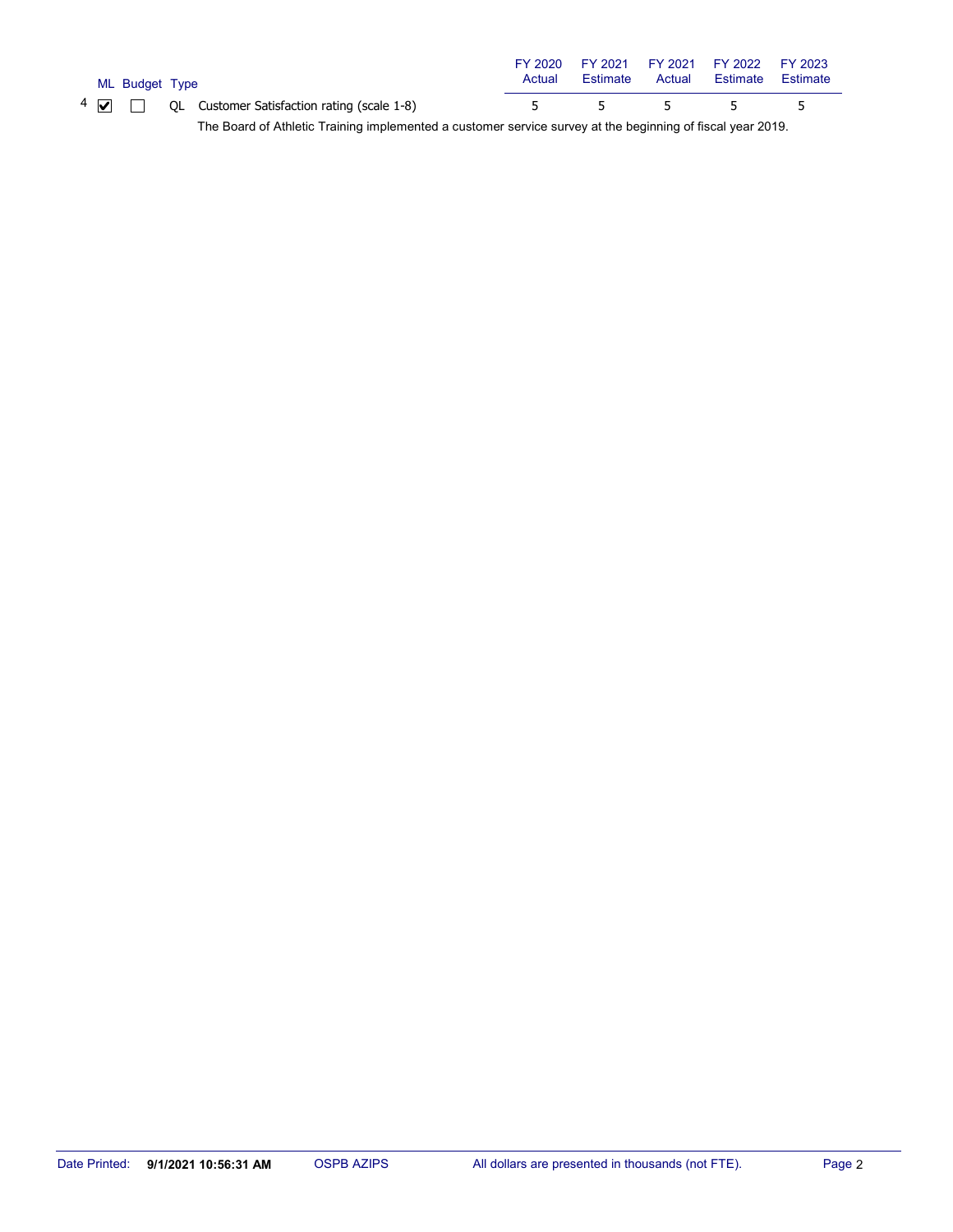| | ML | Budget | Type | | FY 2020 Actual | FY 2021 Estimate | FY 2021 Actual | FY 2022 Estimate | FY 2023 Estimate |
|---|---|---|---|---|---|---|---|---|---|
| 4 | ☑ | ☐ | QL | Customer Satisfaction rating (scale 1-8) | 5 | 5 | 5 | 5 | 5 |

The Board of Athletic Training implemented a customer service survey at the beginning of fiscal year 2019.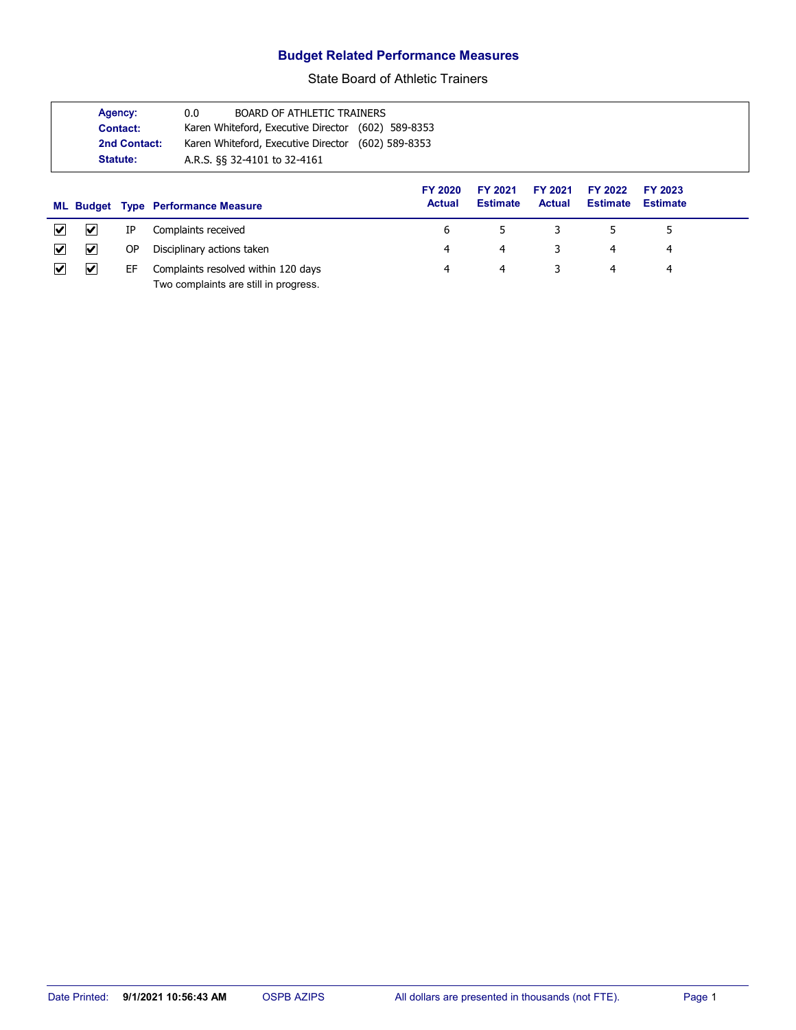# Budget Related Performance Measures

State Board of Athletic Trainers

| | |
|---|---|
| **Agency:** | 0.0 BOARD OF ATHLETIC TRAINERS |
| **Contact:** | Karen Whiteford, Executive Director (602) 589-8353 |
| **2nd Contact:** | Karen Whiteford, Executive Director (602) 589-8353 |
| **Statute:** | A.R.S. §§ 32-4101 to 32-4161 |

| ML | Budget | Type | Performance Measure | FY 2020 Actual | FY 2021 Estimate | FY 2021 Actual | FY 2022 Estimate | FY 2023 Estimate |
|---|---|---|---|---|---|---|---|---|
| ✔ | ✔ | IP | Complaints received | 6 | 5 | 3 | 5 | 5 |
| ✔ | ✔ | OP | Disciplinary actions taken | 4 | 4 | 3 | 4 | 4 |
| ✔ | ✔ | EF | Complaints resolved within 120 days<br>Two complaints are still in progress. | 4 | 4 | 3 | 4 | 4 |

Date Printed: 9/1/2021 10:56:43 AM OSPB AZIPS All dollars are presented in thousands (not FTE).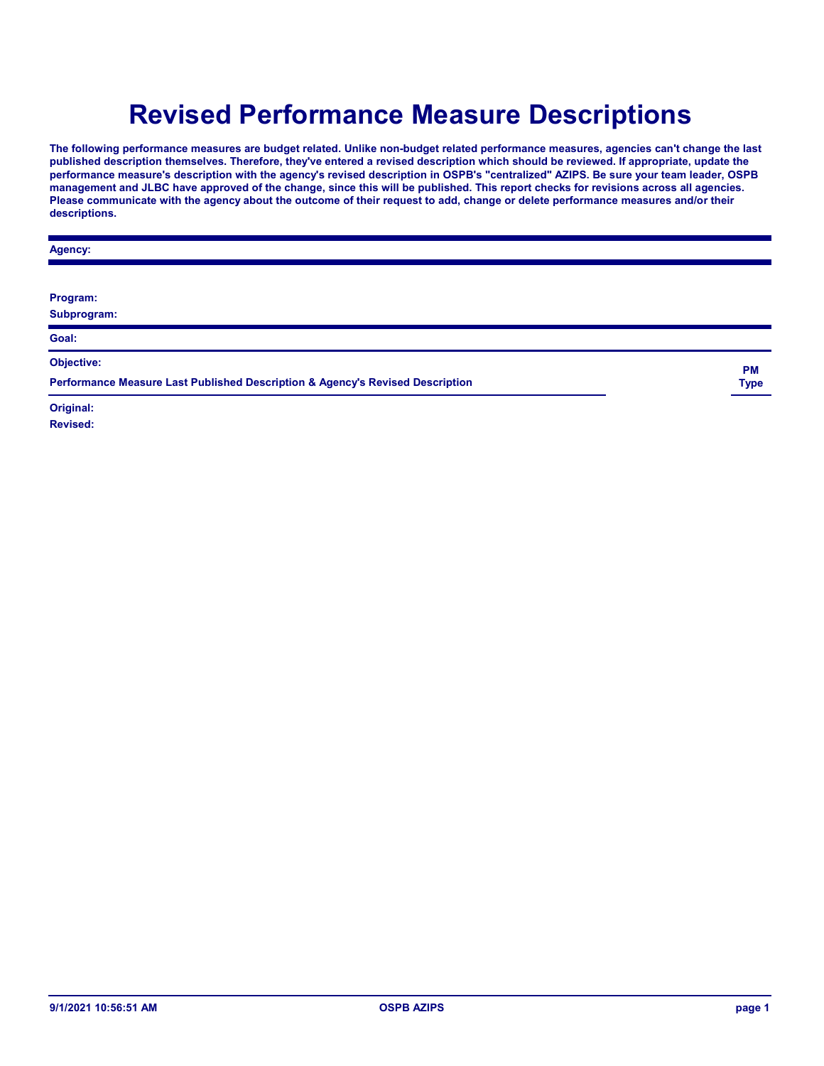# Revised Performance Measure Descriptions

**The following performance measures are budget related. Unlike non-budget related performance measures, agencies can't change the last published description themselves. Therefore, they've entered a revised description which should be reviewed. If appropriate, update the performance measure's description with the agency's revised description in OSPB's "centralized" AZIPS. Be sure your team leader, OSPB management and JLBC have approved of the change, since this will be published. This report checks for revisions across all agencies. Please communicate with the agency about the outcome of their request to add, change or delete performance measures and/or their descriptions.**

**Agency:**

**Program:**

**Subprogram:**

**Goal:**

**Objective:**

| Performance Measure Last Published Description & Agency's Revised Description | PM Type |
|---|---|
| **Original:** | |
| **Revised:** | |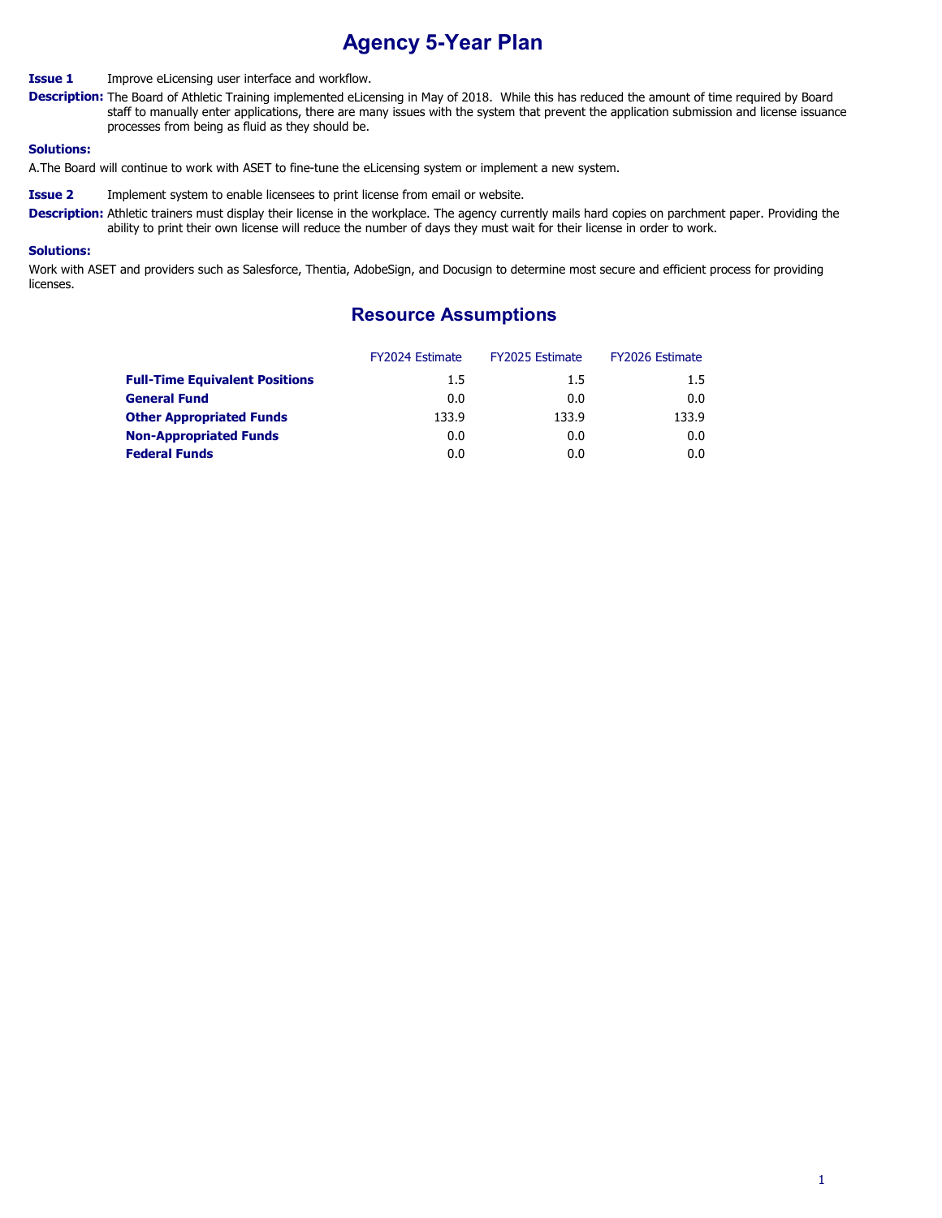# Agency 5-Year Plan

**Issue 1** Improve eLicensing user interface and workflow.

**Description:** The Board of Athletic Training implemented eLicensing in May of 2018. While this has reduced the amount of time required by Board staff to manually enter applications, there are many issues with the system that prevent the application submission and license issuance processes from being as fluid as they should be.

**Solutions:**

A.The Board will continue to work with ASET to fine-tune the eLicensing system or implement a new system.

**Issue 2** Implement system to enable licensees to print license from email or website.

**Description:** Athletic trainers must display their license in the workplace. The agency currently mails hard copies on parchment paper. Providing the ability to print their own license will reduce the number of days they must wait for their license in order to work.

**Solutions:**

Work with ASET and providers such as Salesforce, Thentia, AdobeSign, and Docusign to determine most secure and efficient process for providing licenses.

## Resource Assumptions

| | FY2024 Estimate | FY2025 Estimate | FY2026 Estimate |
|---|---|---|---|
| **Full-Time Equivalent Positions** | 1.5 | 1.5 | 1.5 |
| **General Fund** | 0.0 | 0.0 | 0.0 |
| **Other Appropriated Funds** | 133.9 | 133.9 | 133.9 |
| **Non-Appropriated Funds** | 0.0 | 0.0 | 0.0 |
| **Federal Funds** | 0.0 | 0.0 | 0.0 |